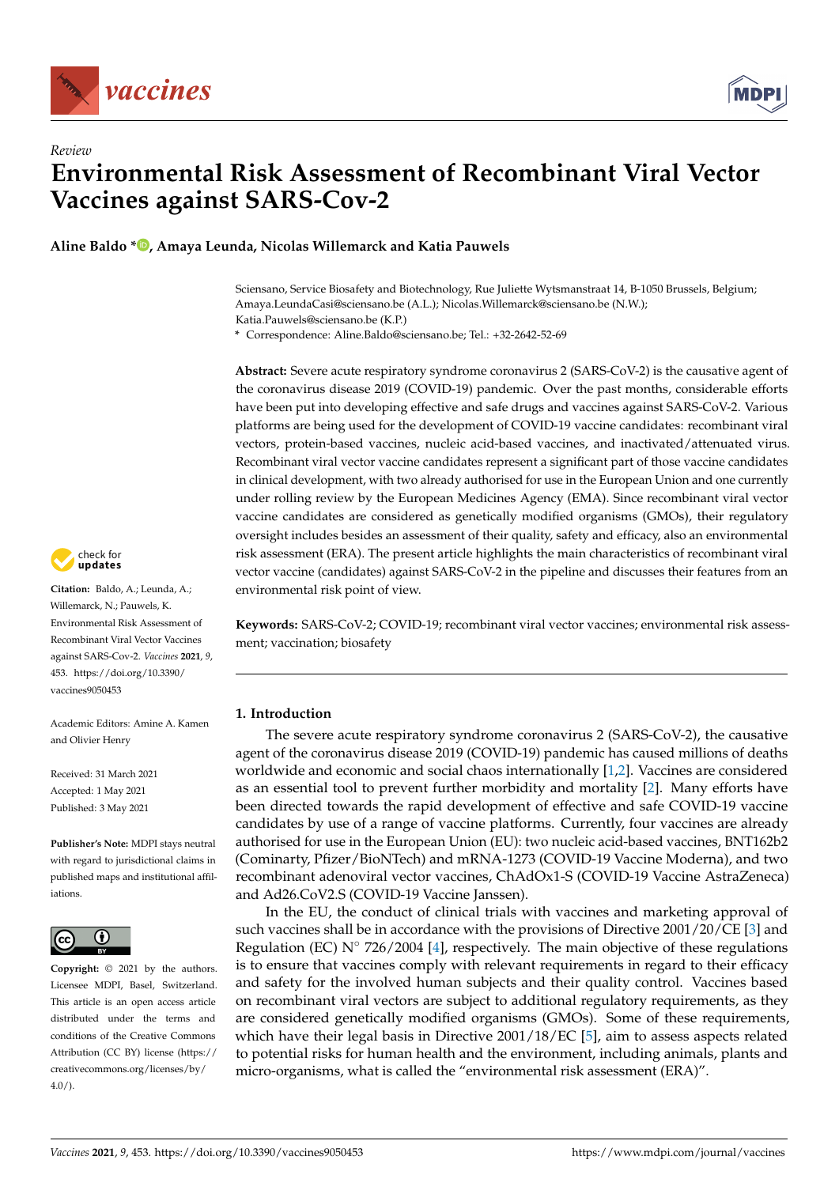Review

# Environmental Risk Assessment of Recombinant Viral Vector Vaccines against SARS-Cov-2

**Aline Baldo \*, Amaya Leunda, Nicolas Willemarck and Katia Pauwels**

Sciensano, Service Biosafety and Biotechnology, Rue Juliette Wytsmanstraat 14, B-1050 Brussels, Belgium; Amaya.LeundaCasi@sciensano.be (A.L.); Nicolas.Willemarck@sciensano.be (N.W.); Katia.Pauwels@sciensano.be (K.P.)

\* Correspondence: Aline.Baldo@sciensano.be; Tel.: +32-2642-52-69

**Abstract:** Severe acute respiratory syndrome coronavirus 2 (SARS-CoV-2) is the causative agent of the coronavirus disease 2019 (COVID-19) pandemic. Over the past months, considerable efforts have been put into developing effective and safe drugs and vaccines against SARS-CoV-2. Various platforms are being used for the development of COVID-19 vaccine candidates: recombinant viral vectors, protein-based vaccines, nucleic acid-based vaccines, and inactivated/attenuated virus. Recombinant viral vector vaccine candidates represent a significant part of those vaccine candidates in clinical development, with two already authorised for use in the European Union and one currently under rolling review by the European Medicines Agency (EMA). Since recombinant viral vector vaccine candidates are considered as genetically modified organisms (GMOs), their regulatory oversight includes besides an assessment of their quality, safety and efficacy, also an environmental risk assessment (ERA). The present article highlights the main characteristics of recombinant viral vector vaccine (candidates) against SARS-CoV-2 in the pipeline and discusses their features from an environmental risk point of view.

**Keywords:** SARS-CoV-2; COVID-19; recombinant viral vector vaccines; environmental risk assessment; vaccination; biosafety

**Citation:** Baldo, A.; Leunda, A.; Willemarck, N.; Pauwels, K. Environmental Risk Assessment of Recombinant Viral Vector Vaccines against SARS-Cov-2. *Vaccines* **2021**, *9*, 453. https://doi.org/10.3390/vaccines9050453

Academic Editors: Amine A. Kamen and Olivier Henry

Received: 31 March 2021
Accepted: 1 May 2021
Published: 3 May 2021

**Publisher's Note:** MDPI stays neutral with regard to jurisdictional claims in published maps and institutional affiliations.

**Copyright:** © 2021 by the authors. Licensee MDPI, Basel, Switzerland. This article is an open access article distributed under the terms and conditions of the Creative Commons Attribution (CC BY) license (https://creativecommons.org/licenses/by/4.0/).

## 1. Introduction

The severe acute respiratory syndrome coronavirus 2 (SARS-CoV-2), the causative agent of the coronavirus disease 2019 (COVID-19) pandemic has caused millions of deaths worldwide and economic and social chaos internationally [1,2]. Vaccines are considered as an essential tool to prevent further morbidity and mortality [2]. Many efforts have been directed towards the rapid development of effective and safe COVID-19 vaccine candidates by use of a range of vaccine platforms. Currently, four vaccines are already authorised for use in the European Union (EU): two nucleic acid-based vaccines, BNT162b2 (Cominarty, Pfizer/BioNTech) and mRNA-1273 (COVID-19 Vaccine Moderna), and two recombinant adenoviral vector vaccines, ChAdOx1-S (COVID-19 Vaccine AstraZeneca) and Ad26.CoV2.S (COVID-19 Vaccine Janssen).

In the EU, the conduct of clinical trials with vaccines and marketing approval of such vaccines shall be in accordance with the provisions of Directive 2001/20/CE [3] and Regulation (EC) N° 726/2004 [4], respectively. The main objective of these regulations is to ensure that vaccines comply with relevant requirements in regard to their efficacy and safety for the involved human subjects and their quality control. Vaccines based on recombinant viral vectors are subject to additional regulatory requirements, as they are considered genetically modified organisms (GMOs). Some of these requirements, which have their legal basis in Directive 2001/18/EC [5], aim to assess aspects related to potential risks for human health and the environment, including animals, plants and micro-organisms, what is called the "environmental risk assessment (ERA)".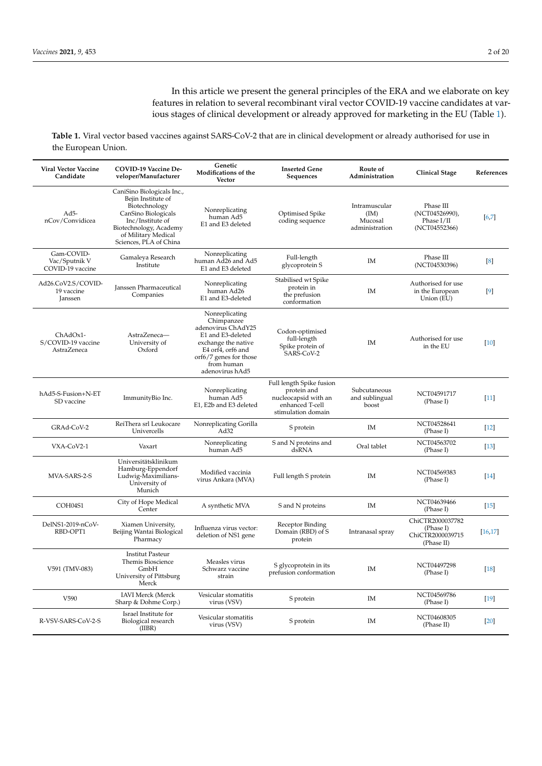In this article we present the general principles of the ERA and we elaborate on key features in relation to several recombinant viral vector COVID-19 vaccine candidates at various stages of clinical development or already approved for marketing in the EU (Table 1).

**Table 1.** Viral vector based vaccines against SARS-CoV-2 that are in clinical development or already authorised for use in the European Union.

| Viral Vector Vaccine Candidate | COVID-19 Vaccine Developer/Manufacturer | Genetic Modifications of the Vector | Inserted Gene Sequences | Route of Administration | Clinical Stage | References |
|---|---|---|---|---|---|---|
| Ad5-nCov/Convidicea | CaniSino Biologicals Inc., Bejin Institute of Biotechnology CanSino Biologicals Inc/Institute of Biotechnology, Academy of Military Medical Sciences, PLA of China | Nonreplicating human Ad5 E1 and E3 deleted | Optimised Spike coding sequence | Intramuscular (IM) Mucosal administration | Phase III (NCT04526990), Phase I/II (NCT04552366) | [6,7] |
| Gam-COVID-Vac/Sputnik V COVID-19 vaccine | Gamaleya Research Institute | Nonreplicating human Ad26 and Ad5 E1 and E3 deleted | Full-length glycoprotein S | IM | Phase III (NCT04530396) | [8] |
| Ad26.CoV2.S/COVID-19 vaccine Janssen | Janssen Pharmaceutical Companies | Nonreplicating human Ad26 E1 and E3-deleted | Stabilised wt Spike protein in the prefusion conformation | IM | Authorised for use in the European Union (EU) | [9] |
| ChAdOx1-S/COVID-19 vaccine AstraZeneca | AstraZeneca—University of Oxford | Nonreplicating Chimpanzee adenovirus ChAdY25 E1 and E3-deleted exchange the native E4 orf4, orf6 and orf6/7 genes for those from human adenovirus hAd5 | Codon-optimised full-length Spike protein of SARS-CoV-2 | IM | Authorised for use in the EU | [10] |
| hAd5-S-Fusion+N-ETSD vaccine | ImmunityBio Inc. | Nonreplicating human Ad5 E1, E2b and E3 deleted | Full length Spike fusion protein and nucleocapsid with an enhanced T-cell stimulation domain | Subcutaneous and sublingual boost | NCT04591717 (Phase I) | [11] |
| GRAd-CoV-2 | ReiThera srl Leukocare Univercells | Nonreplicating Gorilla Ad32 | S protein | IM | NCT04528641 (Phase I) | [12] |
| VXA-CoV2-1 | Vaxart | Nonreplicating human Ad5 | S and N proteins and dsRNA | Oral tablet | NCT04563702 (Phase I) | [13] |
| MVA-SARS-2-S | Universitätsklinikum Hamburg-Eppendorf Ludwig-Maximilians-University of Munich | Modified vaccinia virus Ankara (MVA) | Full length S protein | IM | NCT04569383 (Phase I) | [14] |
| COH04S1 | City of Hope Medical Center | A synthetic MVA | S and N proteins | IM | NCT04639466 (Phase I) | [15] |
| DelNS1-2019-nCoV-RBD-OPT1 | Xiamen University, Beijing Wantai Biological Pharmacy | Influenza virus vector: deletion of NS1 gene | Receptor Binding Domain (RBD) of S protein | Intranasal spray | ChiCTR2000037782 (Phase I) ChiCTR2000039715 (Phase II) | [16,17] |
| V591 (TMV-083) | Institut Pasteur Themis Bioscience GmbH University of Pittsburg Merck | Measles virus Schwarz vaccine strain | S glycoprotein in its prefusion conformation | IM | NCT04497298 (Phase I) | [18] |
| V590 | IAVI Merck (Merck Sharp & Dohme Corp.) | Vesicular stomatitis virus (VSV) | S protein | IM | NCT04569786 (Phase I) | [19] |
| R-VSV-SARS-CoV-2-S | Israel Institute for Biological research (IIBR) | Vesicular stomatitis virus (VSV) | S protein | IM | NCT04608305 (Phase II) | [20] |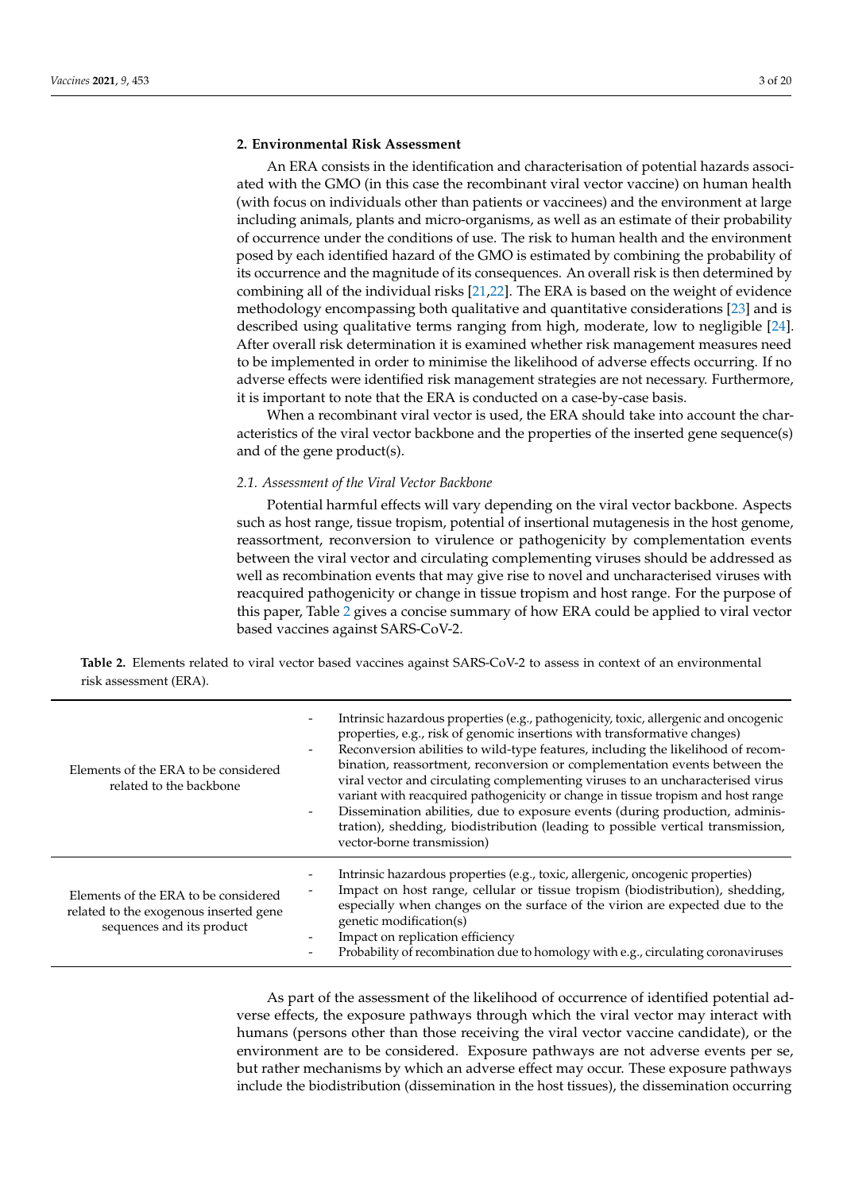## 2. Environmental Risk Assessment

An ERA consists in the identification and characterisation of potential hazards associated with the GMO (in this case the recombinant viral vector vaccine) on human health (with focus on individuals other than patients or vaccinees) and the environment at large including animals, plants and micro-organisms, as well as an estimate of their probability of occurrence under the conditions of use. The risk to human health and the environment posed by each identified hazard of the GMO is estimated by combining the probability of its occurrence and the magnitude of its consequences. An overall risk is then determined by combining all of the individual risks [21,22]. The ERA is based on the weight of evidence methodology encompassing both qualitative and quantitative considerations [23] and is described using qualitative terms ranging from high, moderate, low to negligible [24]. After overall risk determination it is examined whether risk management measures need to be implemented in order to minimise the likelihood of adverse effects occurring. If no adverse effects were identified risk management strategies are not necessary. Furthermore, it is important to note that the ERA is conducted on a case-by-case basis.

When a recombinant viral vector is used, the ERA should take into account the characteristics of the viral vector backbone and the properties of the inserted gene sequence(s) and of the gene product(s).

### 2.1. Assessment of the Viral Vector Backbone

Potential harmful effects will vary depending on the viral vector backbone. Aspects such as host range, tissue tropism, potential of insertional mutagenesis in the host genome, reassortment, reconversion to virulence or pathogenicity by complementation events between the viral vector and circulating complementing viruses should be addressed as well as recombination events that may give rise to novel and uncharacterised viruses with reacquired pathogenicity or change in tissue tropism and host range. For the purpose of this paper, Table 2 gives a concise summary of how ERA could be applied to viral vector based vaccines against SARS-CoV-2.

**Table 2.** Elements related to viral vector based vaccines against SARS-CoV-2 to assess in context of an environmental risk assessment (ERA).

| | |
|---|---|
| Elements of the ERA to be considered related to the backbone | - Intrinsic hazardous properties (e.g., pathogenicity, toxic, allergenic and oncogenic properties, e.g., risk of genomic insertions with transformative changes)<br>- Reconversion abilities to wild-type features, including the likelihood of recombination, reassortment, reconversion or complementation events between the viral vector and circulating complementing viruses to an uncharacterised virus variant with reacquired pathogenicity or change in tissue tropism and host range<br>- Dissemination abilities, due to exposure events (during production, administration), shedding, biodistribution (leading to possible vertical transmission, vector-borne transmission) |
| Elements of the ERA to be considered related to the exogenous inserted gene sequences and its product | - Intrinsic hazardous properties (e.g., toxic, allergenic, oncogenic properties)<br>- Impact on host range, cellular or tissue tropism (biodistribution), shedding, especially when changes on the surface of the virion are expected due to the genetic modification(s)<br>- Impact on replication efficiency<br>- Probability of recombination due to homology with e.g., circulating coronaviruses |

As part of the assessment of the likelihood of occurrence of identified potential adverse effects, the exposure pathways through which the viral vector may interact with humans (persons other than those receiving the viral vector vaccine candidate), or the environment are to be considered. Exposure pathways are not adverse events per se, but rather mechanisms by which an adverse effect may occur. These exposure pathways include the biodistribution (dissemination in the host tissues), the dissemination occurring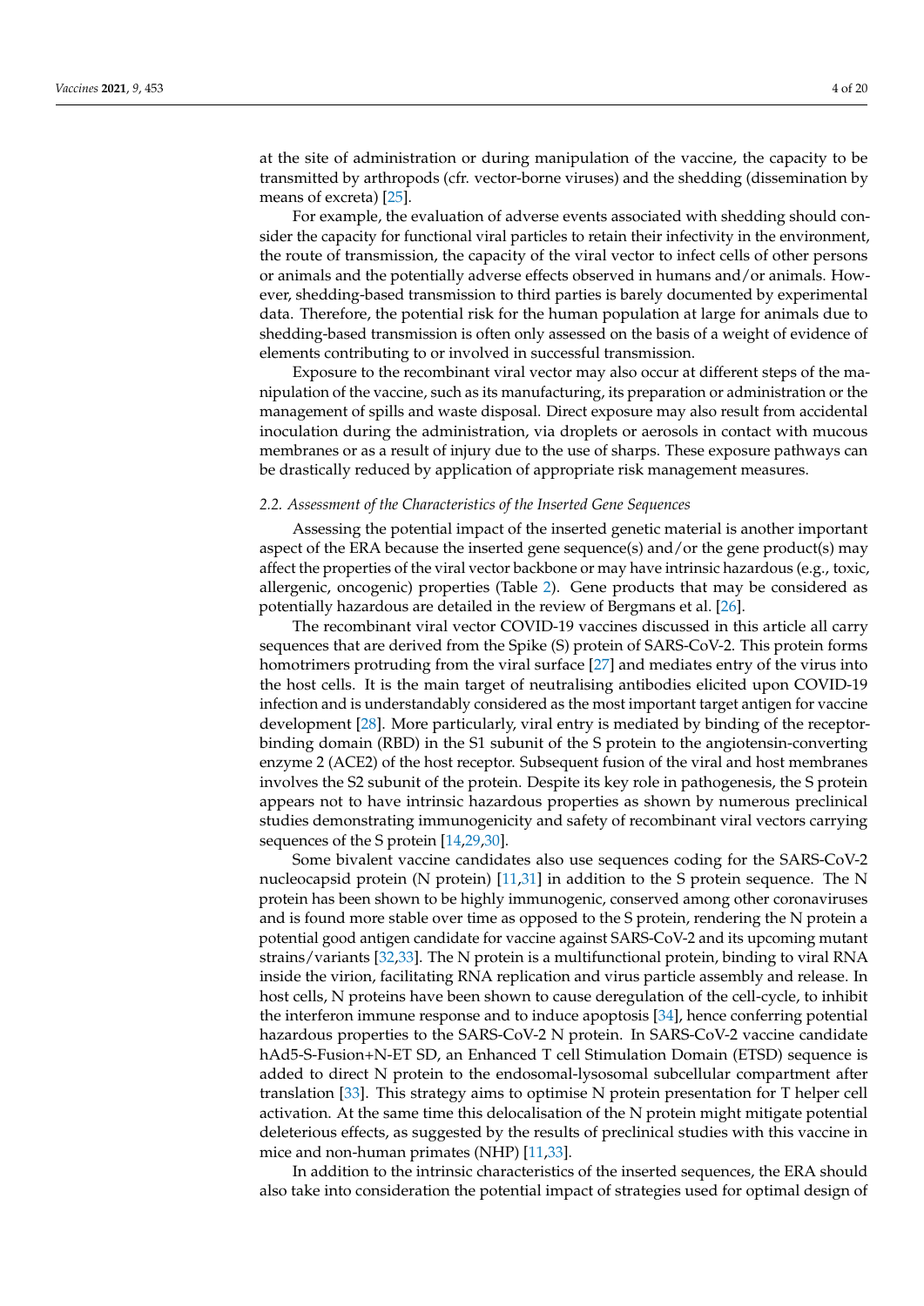at the site of administration or during manipulation of the vaccine, the capacity to be transmitted by arthropods (cfr. vector-borne viruses) and the shedding (dissemination by means of excreta) [25].

For example, the evaluation of adverse events associated with shedding should consider the capacity for functional viral particles to retain their infectivity in the environment, the route of transmission, the capacity of the viral vector to infect cells of other persons or animals and the potentially adverse effects observed in humans and/or animals. However, shedding-based transmission to third parties is barely documented by experimental data. Therefore, the potential risk for the human population at large for animals due to shedding-based transmission is often only assessed on the basis of a weight of evidence of elements contributing to or involved in successful transmission.

Exposure to the recombinant viral vector may also occur at different steps of the manipulation of the vaccine, such as its manufacturing, its preparation or administration or the management of spills and waste disposal. Direct exposure may also result from accidental inoculation during the administration, via droplets or aerosols in contact with mucous membranes or as a result of injury due to the use of sharps. These exposure pathways can be drastically reduced by application of appropriate risk management measures.

### 2.2. Assessment of the Characteristics of the Inserted Gene Sequences

Assessing the potential impact of the inserted genetic material is another important aspect of the ERA because the inserted gene sequence(s) and/or the gene product(s) may affect the properties of the viral vector backbone or may have intrinsic hazardous (e.g., toxic, allergenic, oncogenic) properties (Table 2). Gene products that may be considered as potentially hazardous are detailed in the review of Bergmans et al. [26].

The recombinant viral vector COVID-19 vaccines discussed in this article all carry sequences that are derived from the Spike (S) protein of SARS-CoV-2. This protein forms homotrimers protruding from the viral surface [27] and mediates entry of the virus into the host cells. It is the main target of neutralising antibodies elicited upon COVID-19 infection and is understandably considered as the most important target antigen for vaccine development [28]. More particularly, viral entry is mediated by binding of the receptor-binding domain (RBD) in the S1 subunit of the S protein to the angiotensin-converting enzyme 2 (ACE2) of the host receptor. Subsequent fusion of the viral and host membranes involves the S2 subunit of the protein. Despite its key role in pathogenesis, the S protein appears not to have intrinsic hazardous properties as shown by numerous preclinical studies demonstrating immunogenicity and safety of recombinant viral vectors carrying sequences of the S protein [14,29,30].

Some bivalent vaccine candidates also use sequences coding for the SARS-CoV-2 nucleocapsid protein (N protein) [11,31] in addition to the S protein sequence. The N protein has been shown to be highly immunogenic, conserved among other coronaviruses and is found more stable over time as opposed to the S protein, rendering the N protein a potential good antigen candidate for vaccine against SARS-CoV-2 and its upcoming mutant strains/variants [32,33]. The N protein is a multifunctional protein, binding to viral RNA inside the virion, facilitating RNA replication and virus particle assembly and release. In host cells, N proteins have been shown to cause deregulation of the cell-cycle, to inhibit the interferon immune response and to induce apoptosis [34], hence conferring potential hazardous properties to the SARS-CoV-2 N protein. In SARS-CoV-2 vaccine candidate hAd5-S-Fusion+N-ET SD, an Enhanced T cell Stimulation Domain (ETSD) sequence is added to direct N protein to the endosomal-lysosomal subcellular compartment after translation [33]. This strategy aims to optimise N protein presentation for T helper cell activation. At the same time this delocalisation of the N protein might mitigate potential deleterious effects, as suggested by the results of preclinical studies with this vaccine in mice and non-human primates (NHP) [11,33].

In addition to the intrinsic characteristics of the inserted sequences, the ERA should also take into consideration the potential impact of strategies used for optimal design of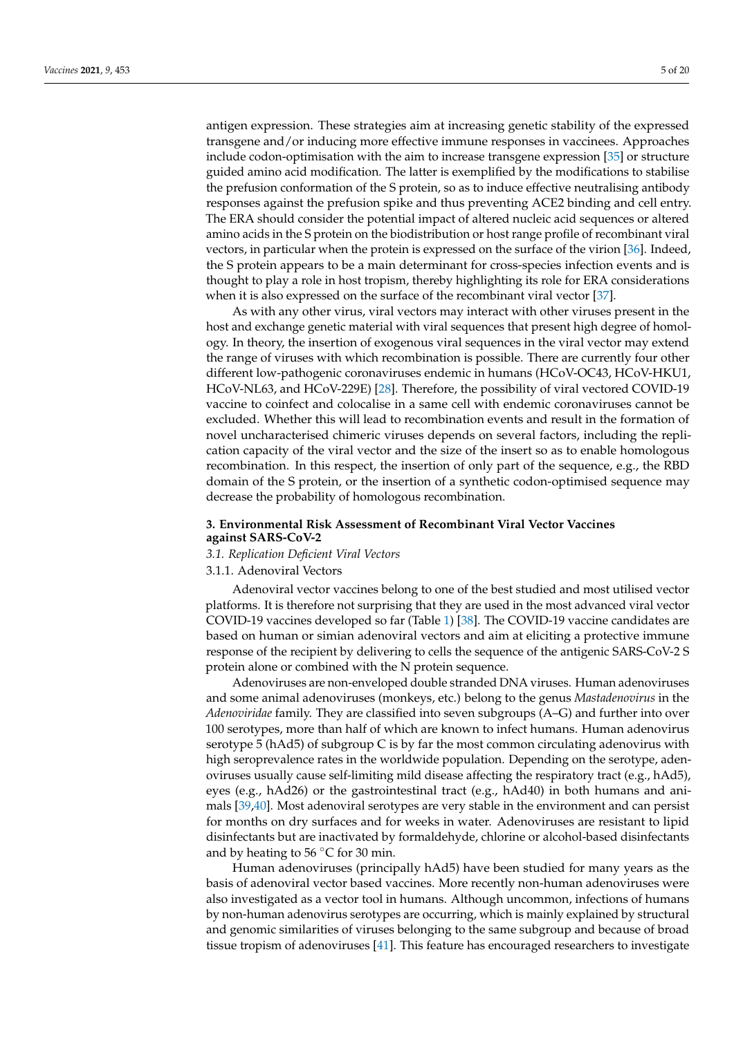antigen expression. These strategies aim at increasing genetic stability of the expressed transgene and/or inducing more effective immune responses in vaccinees. Approaches include codon-optimisation with the aim to increase transgene expression [35] or structure guided amino acid modification. The latter is exemplified by the modifications to stabilise the prefusion conformation of the S protein, so as to induce effective neutralising antibody responses against the prefusion spike and thus preventing ACE2 binding and cell entry. The ERA should consider the potential impact of altered nucleic acid sequences or altered amino acids in the S protein on the biodistribution or host range profile of recombinant viral vectors, in particular when the protein is expressed on the surface of the virion [36]. Indeed, the S protein appears to be a main determinant for cross-species infection events and is thought to play a role in host tropism, thereby highlighting its role for ERA considerations when it is also expressed on the surface of the recombinant viral vector [37].

As with any other virus, viral vectors may interact with other viruses present in the host and exchange genetic material with viral sequences that present high degree of homology. In theory, the insertion of exogenous viral sequences in the viral vector may extend the range of viruses with which recombination is possible. There are currently four other different low-pathogenic coronaviruses endemic in humans (HCoV-OC43, HCoV-HKU1, HCoV-NL63, and HCoV-229E) [28]. Therefore, the possibility of viral vectored COVID-19 vaccine to coinfect and colocalise in a same cell with endemic coronaviruses cannot be excluded. Whether this will lead to recombination events and result in the formation of novel uncharacterised chimeric viruses depends on several factors, including the replication capacity of the viral vector and the size of the insert so as to enable homologous recombination. In this respect, the insertion of only part of the sequence, e.g., the RBD domain of the S protein, or the insertion of a synthetic codon-optimised sequence may decrease the probability of homologous recombination.

## 3. Environmental Risk Assessment of Recombinant Viral Vector Vaccines against SARS-CoV-2

### 3.1. Replication Deficient Viral Vectors

#### 3.1.1. Adenoviral Vectors

Adenoviral vector vaccines belong to one of the best studied and most utilised vector platforms. It is therefore not surprising that they are used in the most advanced viral vector COVID-19 vaccines developed so far (Table 1) [38]. The COVID-19 vaccine candidates are based on human or simian adenoviral vectors and aim at eliciting a protective immune response of the recipient by delivering to cells the sequence of the antigenic SARS-CoV-2 S protein alone or combined with the N protein sequence.

Adenoviruses are non-enveloped double stranded DNA viruses. Human adenoviruses and some animal adenoviruses (monkeys, etc.) belong to the genus *Mastadenovirus* in the *Adenoviridae* family. They are classified into seven subgroups (A–G) and further into over 100 serotypes, more than half of which are known to infect humans. Human adenovirus serotype 5 (hAd5) of subgroup C is by far the most common circulating adenovirus with high seroprevalence rates in the worldwide population. Depending on the serotype, adenoviruses usually cause self-limiting mild disease affecting the respiratory tract (e.g., hAd5), eyes (e.g., hAd26) or the gastrointestinal tract (e.g., hAd40) in both humans and animals [39,40]. Most adenoviral serotypes are very stable in the environment and can persist for months on dry surfaces and for weeks in water. Adenoviruses are resistant to lipid disinfectants but are inactivated by formaldehyde, chlorine or alcohol-based disinfectants and by heating to 56 °C for 30 min.

Human adenoviruses (principally hAd5) have been studied for many years as the basis of adenoviral vector based vaccines. More recently non-human adenoviruses were also investigated as a vector tool in humans. Although uncommon, infections of humans by non-human adenovirus serotypes are occurring, which is mainly explained by structural and genomic similarities of viruses belonging to the same subgroup and because of broad tissue tropism of adenoviruses [41]. This feature has encouraged researchers to investigate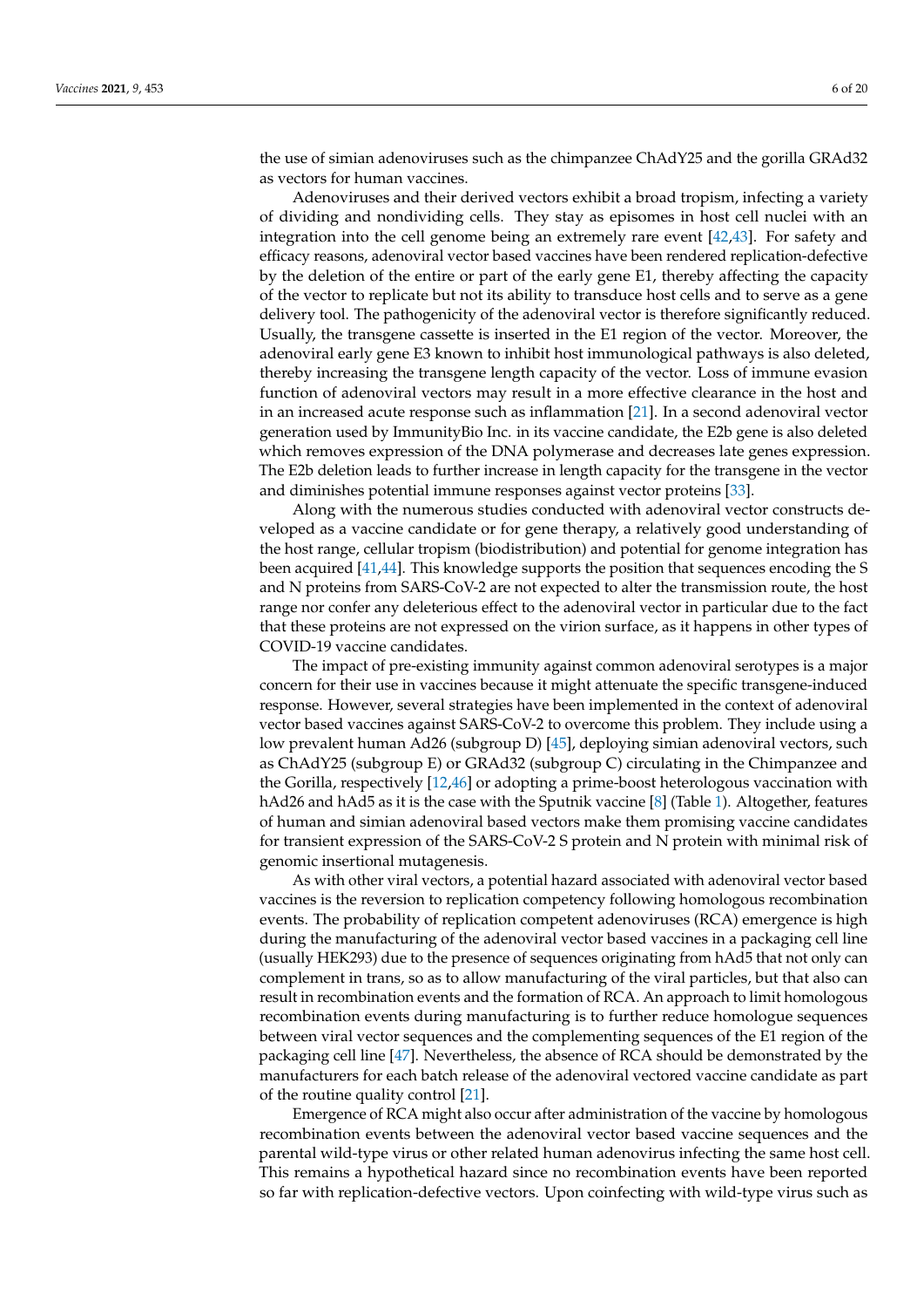the use of simian adenoviruses such as the chimpanzee ChAdY25 and the gorilla GRAd32 as vectors for human vaccines.

Adenoviruses and their derived vectors exhibit a broad tropism, infecting a variety of dividing and nondividing cells. They stay as episomes in host cell nuclei with an integration into the cell genome being an extremely rare event [42,43]. For safety and efficacy reasons, adenoviral vector based vaccines have been rendered replication-defective by the deletion of the entire or part of the early gene E1, thereby affecting the capacity of the vector to replicate but not its ability to transduce host cells and to serve as a gene delivery tool. The pathogenicity of the adenoviral vector is therefore significantly reduced. Usually, the transgene cassette is inserted in the E1 region of the vector. Moreover, the adenoviral early gene E3 known to inhibit host immunological pathways is also deleted, thereby increasing the transgene length capacity of the vector. Loss of immune evasion function of adenoviral vectors may result in a more effective clearance in the host and in an increased acute response such as inflammation [21]. In a second adenoviral vector generation used by ImmunityBio Inc. in its vaccine candidate, the E2b gene is also deleted which removes expression of the DNA polymerase and decreases late genes expression. The E2b deletion leads to further increase in length capacity for the transgene in the vector and diminishes potential immune responses against vector proteins [33].

Along with the numerous studies conducted with adenoviral vector constructs developed as a vaccine candidate or for gene therapy, a relatively good understanding of the host range, cellular tropism (biodistribution) and potential for genome integration has been acquired [41,44]. This knowledge supports the position that sequences encoding the S and N proteins from SARS-CoV-2 are not expected to alter the transmission route, the host range nor confer any deleterious effect to the adenoviral vector in particular due to the fact that these proteins are not expressed on the virion surface, as it happens in other types of COVID-19 vaccine candidates.

The impact of pre-existing immunity against common adenoviral serotypes is a major concern for their use in vaccines because it might attenuate the specific transgene-induced response. However, several strategies have been implemented in the context of adenoviral vector based vaccines against SARS-CoV-2 to overcome this problem. They include using a low prevalent human Ad26 (subgroup D) [45], deploying simian adenoviral vectors, such as ChAdY25 (subgroup E) or GRAd32 (subgroup C) circulating in the Chimpanzee and the Gorilla, respectively [12,46] or adopting a prime-boost heterologous vaccination with hAd26 and hAd5 as it is the case with the Sputnik vaccine [8] (Table 1). Altogether, features of human and simian adenoviral based vectors make them promising vaccine candidates for transient expression of the SARS-CoV-2 S protein and N protein with minimal risk of genomic insertional mutagenesis.

As with other viral vectors, a potential hazard associated with adenoviral vector based vaccines is the reversion to replication competency following homologous recombination events. The probability of replication competent adenoviruses (RCA) emergence is high during the manufacturing of the adenoviral vector based vaccines in a packaging cell line (usually HEK293) due to the presence of sequences originating from hAd5 that not only can complement in trans, so as to allow manufacturing of the viral particles, but that also can result in recombination events and the formation of RCA. An approach to limit homologous recombination events during manufacturing is to further reduce homologue sequences between viral vector sequences and the complementing sequences of the E1 region of the packaging cell line [47]. Nevertheless, the absence of RCA should be demonstrated by the manufacturers for each batch release of the adenoviral vectored vaccine candidate as part of the routine quality control [21].

Emergence of RCA might also occur after administration of the vaccine by homologous recombination events between the adenoviral vector based vaccine sequences and the parental wild-type virus or other related human adenovirus infecting the same host cell. This remains a hypothetical hazard since no recombination events have been reported so far with replication-defective vectors. Upon coinfecting with wild-type virus such as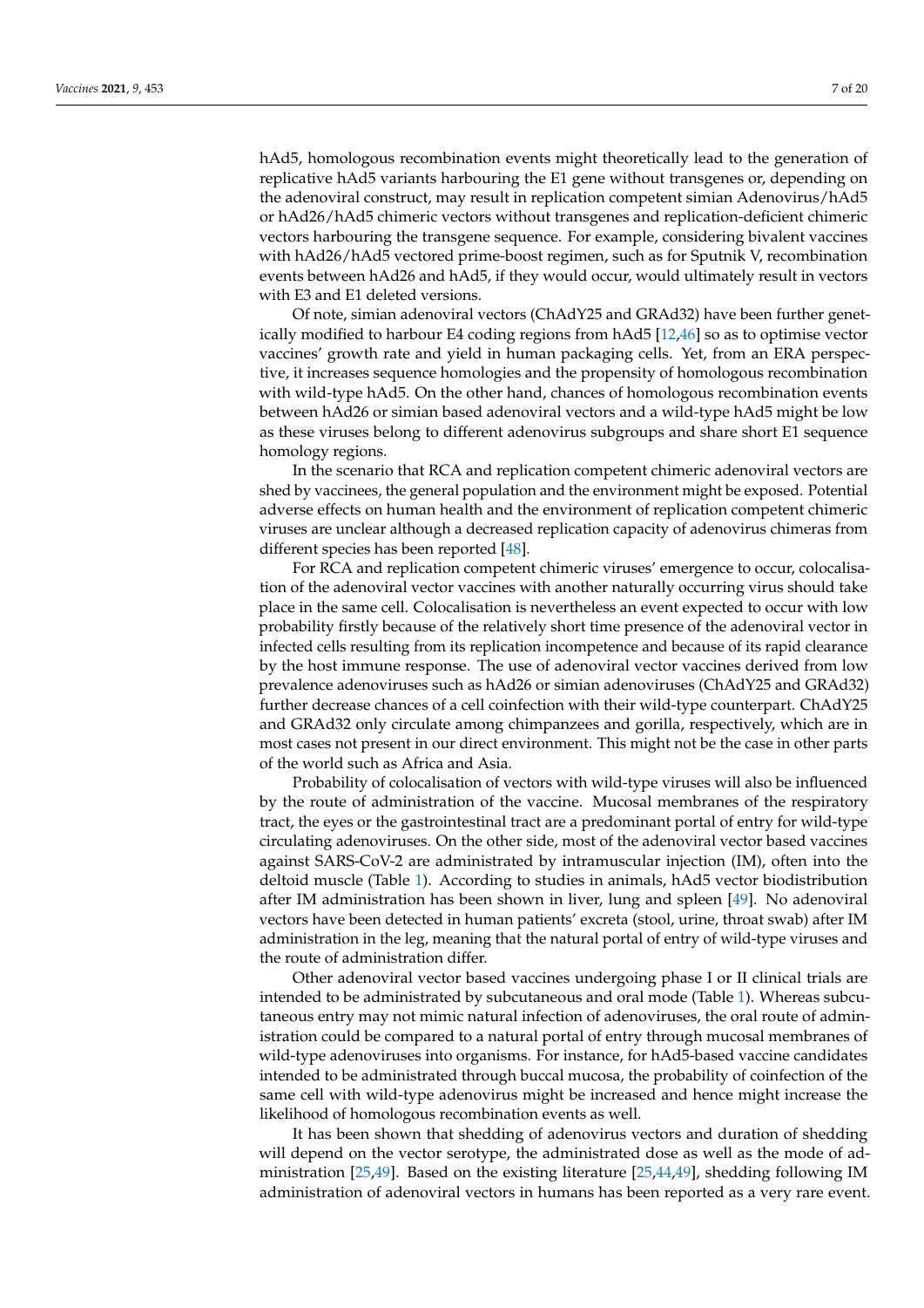hAd5, homologous recombination events might theoretically lead to the generation of replicative hAd5 variants harbouring the E1 gene without transgenes or, depending on the adenoviral construct, may result in replication competent simian Adenovirus/hAd5 or hAd26/hAd5 chimeric vectors without transgenes and replication-deficient chimeric vectors harbouring the transgene sequence. For example, considering bivalent vaccines with hAd26/hAd5 vectored prime-boost regimen, such as for Sputnik V, recombination events between hAd26 and hAd5, if they would occur, would ultimately result in vectors with E3 and E1 deleted versions.

Of note, simian adenoviral vectors (ChAdY25 and GRAd32) have been further genetically modified to harbour E4 coding regions from hAd5 [12,46] so as to optimise vector vaccines' growth rate and yield in human packaging cells. Yet, from an ERA perspective, it increases sequence homologies and the propensity of homologous recombination with wild-type hAd5. On the other hand, chances of homologous recombination events between hAd26 or simian based adenoviral vectors and a wild-type hAd5 might be low as these viruses belong to different adenovirus subgroups and share short E1 sequence homology regions.

In the scenario that RCA and replication competent chimeric adenoviral vectors are shed by vaccinees, the general population and the environment might be exposed. Potential adverse effects on human health and the environment of replication competent chimeric viruses are unclear although a decreased replication capacity of adenovirus chimeras from different species has been reported [48].

For RCA and replication competent chimeric viruses' emergence to occur, colocalisation of the adenoviral vector vaccines with another naturally occurring virus should take place in the same cell. Colocalisation is nevertheless an event expected to occur with low probability firstly because of the relatively short time presence of the adenoviral vector in infected cells resulting from its replication incompetence and because of its rapid clearance by the host immune response. The use of adenoviral vector vaccines derived from low prevalence adenoviruses such as hAd26 or simian adenoviruses (ChAdY25 and GRAd32) further decrease chances of a cell coinfection with their wild-type counterpart. ChAdY25 and GRAd32 only circulate among chimpanzees and gorilla, respectively, which are in most cases not present in our direct environment. This might not be the case in other parts of the world such as Africa and Asia.

Probability of colocalisation of vectors with wild-type viruses will also be influenced by the route of administration of the vaccine. Mucosal membranes of the respiratory tract, the eyes or the gastrointestinal tract are a predominant portal of entry for wild-type circulating adenoviruses. On the other side, most of the adenoviral vector based vaccines against SARS-CoV-2 are administrated by intramuscular injection (IM), often into the deltoid muscle (Table 1). According to studies in animals, hAd5 vector biodistribution after IM administration has been shown in liver, lung and spleen [49]. No adenoviral vectors have been detected in human patients' excreta (stool, urine, throat swab) after IM administration in the leg, meaning that the natural portal of entry of wild-type viruses and the route of administration differ.

Other adenoviral vector based vaccines undergoing phase I or II clinical trials are intended to be administrated by subcutaneous and oral mode (Table 1). Whereas subcutaneous entry may not mimic natural infection of adenoviruses, the oral route of administration could be compared to a natural portal of entry through mucosal membranes of wild-type adenoviruses into organisms. For instance, for hAd5-based vaccine candidates intended to be administrated through buccal mucosa, the probability of coinfection of the same cell with wild-type adenovirus might be increased and hence might increase the likelihood of homologous recombination events as well.

It has been shown that shedding of adenovirus vectors and duration of shedding will depend on the vector serotype, the administrated dose as well as the mode of administration [25,49]. Based on the existing literature [25,44,49], shedding following IM administration of adenoviral vectors in humans has been reported as a very rare event.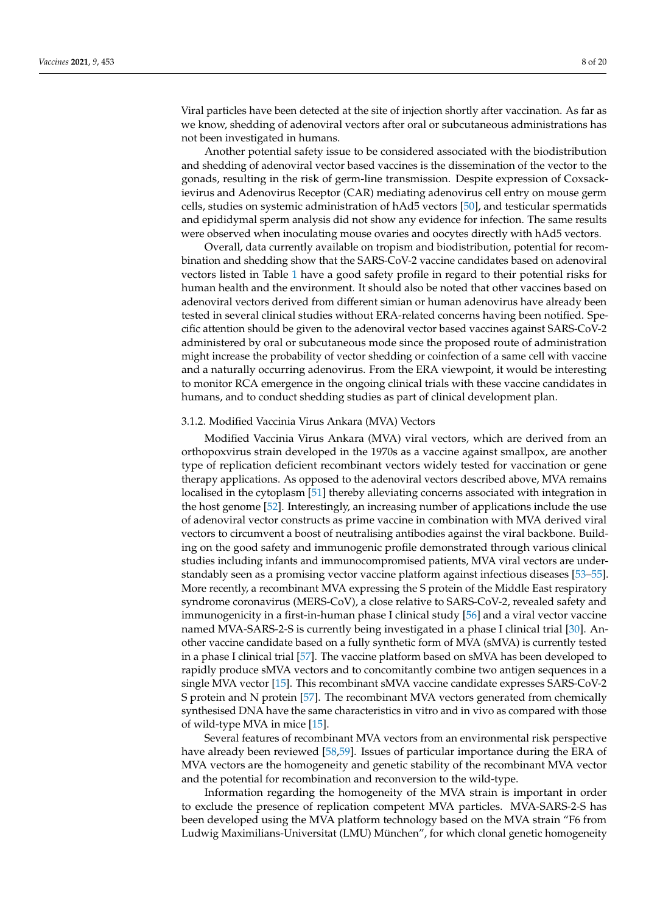Viral particles have been detected at the site of injection shortly after vaccination. As far as we know, shedding of adenoviral vectors after oral or subcutaneous administrations has not been investigated in humans.

Another potential safety issue to be considered associated with the biodistribution and shedding of adenoviral vector based vaccines is the dissemination of the vector to the gonads, resulting in the risk of germ-line transmission. Despite expression of Coxsackievirus and Adenovirus Receptor (CAR) mediating adenovirus cell entry on mouse germ cells, studies on systemic administration of hAd5 vectors [50], and testicular spermatids and epididymal sperm analysis did not show any evidence for infection. The same results were observed when inoculating mouse ovaries and oocytes directly with hAd5 vectors.

Overall, data currently available on tropism and biodistribution, potential for recombination and shedding show that the SARS-CoV-2 vaccine candidates based on adenoviral vectors listed in Table 1 have a good safety profile in regard to their potential risks for human health and the environment. It should also be noted that other vaccines based on adenoviral vectors derived from different simian or human adenovirus have already been tested in several clinical studies without ERA-related concerns having been notified. Specific attention should be given to the adenoviral vector based vaccines against SARS-CoV-2 administered by oral or subcutaneous mode since the proposed route of administration might increase the probability of vector shedding or coinfection of a same cell with vaccine and a naturally occurring adenovirus. From the ERA viewpoint, it would be interesting to monitor RCA emergence in the ongoing clinical trials with these vaccine candidates in humans, and to conduct shedding studies as part of clinical development plan.

#### 3.1.2. Modified Vaccinia Virus Ankara (MVA) Vectors

Modified Vaccinia Virus Ankara (MVA) viral vectors, which are derived from an orthopoxvirus strain developed in the 1970s as a vaccine against smallpox, are another type of replication deficient recombinant vectors widely tested for vaccination or gene therapy applications. As opposed to the adenoviral vectors described above, MVA remains localised in the cytoplasm [51] thereby alleviating concerns associated with integration in the host genome [52]. Interestingly, an increasing number of applications include the use of adenoviral vector constructs as prime vaccine in combination with MVA derived viral vectors to circumvent a boost of neutralising antibodies against the viral backbone. Building on the good safety and immunogenic profile demonstrated through various clinical studies including infants and immunocompromised patients, MVA viral vectors are understandably seen as a promising vector vaccine platform against infectious diseases [53–55]. More recently, a recombinant MVA expressing the S protein of the Middle East respiratory syndrome coronavirus (MERS-CoV), a close relative to SARS-CoV-2, revealed safety and immunogenicity in a first-in-human phase I clinical study [56] and a viral vector vaccine named MVA-SARS-2-S is currently being investigated in a phase I clinical trial [30]. Another vaccine candidate based on a fully synthetic form of MVA (sMVA) is currently tested in a phase I clinical trial [57]. The vaccine platform based on sMVA has been developed to rapidly produce sMVA vectors and to concomitantly combine two antigen sequences in a single MVA vector [15]. This recombinant sMVA vaccine candidate expresses SARS-CoV-2 S protein and N protein [57]. The recombinant MVA vectors generated from chemically synthesised DNA have the same characteristics in vitro and in vivo as compared with those of wild-type MVA in mice [15].

Several features of recombinant MVA vectors from an environmental risk perspective have already been reviewed [58,59]. Issues of particular importance during the ERA of MVA vectors are the homogeneity and genetic stability of the recombinant MVA vector and the potential for recombination and reconversion to the wild-type.

Information regarding the homogeneity of the MVA strain is important in order to exclude the presence of replication competent MVA particles. MVA-SARS-2-S has been developed using the MVA platform technology based on the MVA strain "F6 from Ludwig Maximilians-Universitat (LMU) München", for which clonal genetic homogeneity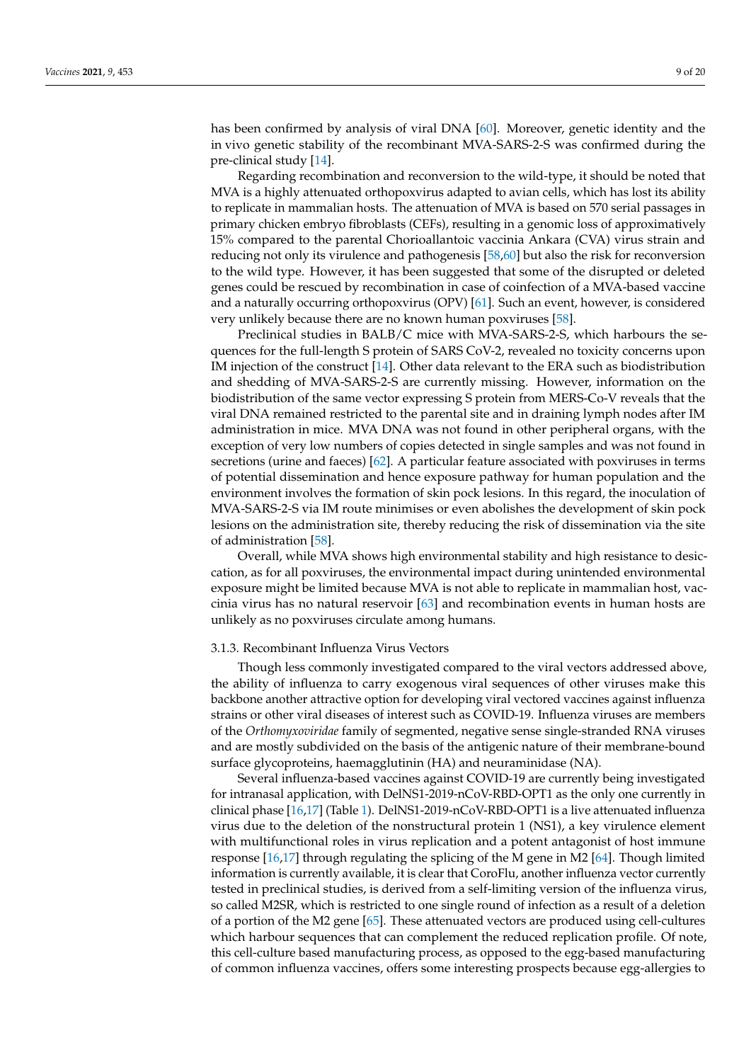has been confirmed by analysis of viral DNA [60]. Moreover, genetic identity and the in vivo genetic stability of the recombinant MVA-SARS-2-S was confirmed during the pre-clinical study [14].

Regarding recombination and reconversion to the wild-type, it should be noted that MVA is a highly attenuated orthopoxvirus adapted to avian cells, which has lost its ability to replicate in mammalian hosts. The attenuation of MVA is based on 570 serial passages in primary chicken embryo fibroblasts (CEFs), resulting in a genomic loss of approximatively 15% compared to the parental Chorioallantoic vaccinia Ankara (CVA) virus strain and reducing not only its virulence and pathogenesis [58,60] but also the risk for reconversion to the wild type. However, it has been suggested that some of the disrupted or deleted genes could be rescued by recombination in case of coinfection of a MVA-based vaccine and a naturally occurring orthopoxvirus (OPV) [61]. Such an event, however, is considered very unlikely because there are no known human poxviruses [58].

Preclinical studies in BALB/C mice with MVA-SARS-2-S, which harbours the sequences for the full-length S protein of SARS CoV-2, revealed no toxicity concerns upon IM injection of the construct [14]. Other data relevant to the ERA such as biodistribution and shedding of MVA-SARS-2-S are currently missing. However, information on the biodistribution of the same vector expressing S protein from MERS-Co-V reveals that the viral DNA remained restricted to the parental site and in draining lymph nodes after IM administration in mice. MVA DNA was not found in other peripheral organs, with the exception of very low numbers of copies detected in single samples and was not found in secretions (urine and faeces) [62]. A particular feature associated with poxviruses in terms of potential dissemination and hence exposure pathway for human population and the environment involves the formation of skin pock lesions. In this regard, the inoculation of MVA-SARS-2-S via IM route minimises or even abolishes the development of skin pock lesions on the administration site, thereby reducing the risk of dissemination via the site of administration [58].

Overall, while MVA shows high environmental stability and high resistance to desiccation, as for all poxviruses, the environmental impact during unintended environmental exposure might be limited because MVA is not able to replicate in mammalian host, vaccinia virus has no natural reservoir [63] and recombination events in human hosts are unlikely as no poxviruses circulate among humans.

### 3.1.3. Recombinant Influenza Virus Vectors

Though less commonly investigated compared to the viral vectors addressed above, the ability of influenza to carry exogenous viral sequences of other viruses make this backbone another attractive option for developing viral vectored vaccines against influenza strains or other viral diseases of interest such as COVID-19. Influenza viruses are members of the *Orthomyxoviridae* family of segmented, negative sense single-stranded RNA viruses and are mostly subdivided on the basis of the antigenic nature of their membrane-bound surface glycoproteins, haemagglutinin (HA) and neuraminidase (NA).

Several influenza-based vaccines against COVID-19 are currently being investigated for intranasal application, with DelNS1-2019-nCoV-RBD-OPT1 as the only one currently in clinical phase [16,17] (Table 1). DelNS1-2019-nCoV-RBD-OPT1 is a live attenuated influenza virus due to the deletion of the nonstructural protein 1 (NS1), a key virulence element with multifunctional roles in virus replication and a potent antagonist of host immune response [16,17] through regulating the splicing of the M gene in M2 [64]. Though limited information is currently available, it is clear that CoroFlu, another influenza vector currently tested in preclinical studies, is derived from a self-limiting version of the influenza virus, so called M2SR, which is restricted to one single round of infection as a result of a deletion of a portion of the M2 gene [65]. These attenuated vectors are produced using cell-cultures which harbour sequences that can complement the reduced replication profile. Of note, this cell-culture based manufacturing process, as opposed to the egg-based manufacturing of common influenza vaccines, offers some interesting prospects because egg-allergies to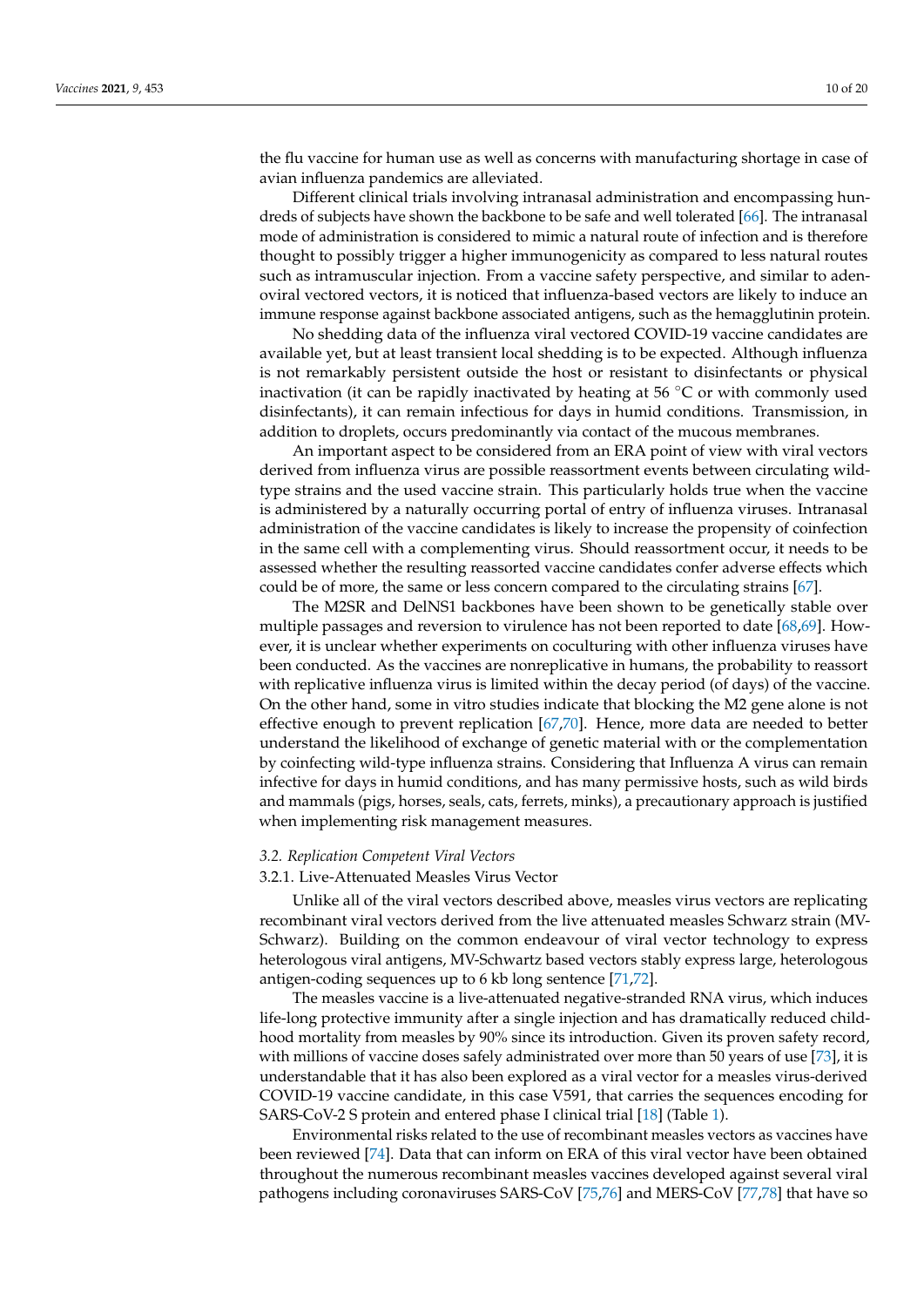the flu vaccine for human use as well as concerns with manufacturing shortage in case of avian influenza pandemics are alleviated.

Different clinical trials involving intranasal administration and encompassing hundreds of subjects have shown the backbone to be safe and well tolerated [66]. The intranasal mode of administration is considered to mimic a natural route of infection and is therefore thought to possibly trigger a higher immunogenicity as compared to less natural routes such as intramuscular injection. From a vaccine safety perspective, and similar to adenoviral vectored vectors, it is noticed that influenza-based vectors are likely to induce an immune response against backbone associated antigens, such as the hemagglutinin protein.

No shedding data of the influenza viral vectored COVID-19 vaccine candidates are available yet, but at least transient local shedding is to be expected. Although influenza is not remarkably persistent outside the host or resistant to disinfectants or physical inactivation (it can be rapidly inactivated by heating at 56 °C or with commonly used disinfectants), it can remain infectious for days in humid conditions. Transmission, in addition to droplets, occurs predominantly via contact of the mucous membranes.

An important aspect to be considered from an ERA point of view with viral vectors derived from influenza virus are possible reassortment events between circulating wild-type strains and the used vaccine strain. This particularly holds true when the vaccine is administered by a naturally occurring portal of entry of influenza viruses. Intranasal administration of the vaccine candidates is likely to increase the propensity of coinfection in the same cell with a complementing virus. Should reassortment occur, it needs to be assessed whether the resulting reassorted vaccine candidates confer adverse effects which could be of more, the same or less concern compared to the circulating strains [67].

The M2SR and DelNS1 backbones have been shown to be genetically stable over multiple passages and reversion to virulence has not been reported to date [68,69]. However, it is unclear whether experiments on coculturing with other influenza viruses have been conducted. As the vaccines are nonreplicative in humans, the probability to reassort with replicative influenza virus is limited within the decay period (of days) of the vaccine. On the other hand, some in vitro studies indicate that blocking the M2 gene alone is not effective enough to prevent replication [67,70]. Hence, more data are needed to better understand the likelihood of exchange of genetic material with or the complementation by coinfecting wild-type influenza strains. Considering that Influenza A virus can remain infective for days in humid conditions, and has many permissive hosts, such as wild birds and mammals (pigs, horses, seals, cats, ferrets, minks), a precautionary approach is justified when implementing risk management measures.

### *3.2. Replication Competent Viral Vectors*

#### 3.2.1. Live-Attenuated Measles Virus Vector

Unlike all of the viral vectors described above, measles virus vectors are replicating recombinant viral vectors derived from the live attenuated measles Schwarz strain (MV-Schwarz). Building on the common endeavour of viral vector technology to express heterologous viral antigens, MV-Schwartz based vectors stably express large, heterologous antigen-coding sequences up to 6 kb long sentence [71,72].

The measles vaccine is a live-attenuated negative-stranded RNA virus, which induces life-long protective immunity after a single injection and has dramatically reduced childhood mortality from measles by 90% since its introduction. Given its proven safety record, with millions of vaccine doses safely administrated over more than 50 years of use [73], it is understandable that it has also been explored as a viral vector for a measles virus-derived COVID-19 vaccine candidate, in this case V591, that carries the sequences encoding for SARS-CoV-2 S protein and entered phase I clinical trial [18] (Table 1).

Environmental risks related to the use of recombinant measles vectors as vaccines have been reviewed [74]. Data that can inform on ERA of this viral vector have been obtained throughout the numerous recombinant measles vaccines developed against several viral pathogens including coronaviruses SARS-CoV [75,76] and MERS-CoV [77,78] that have so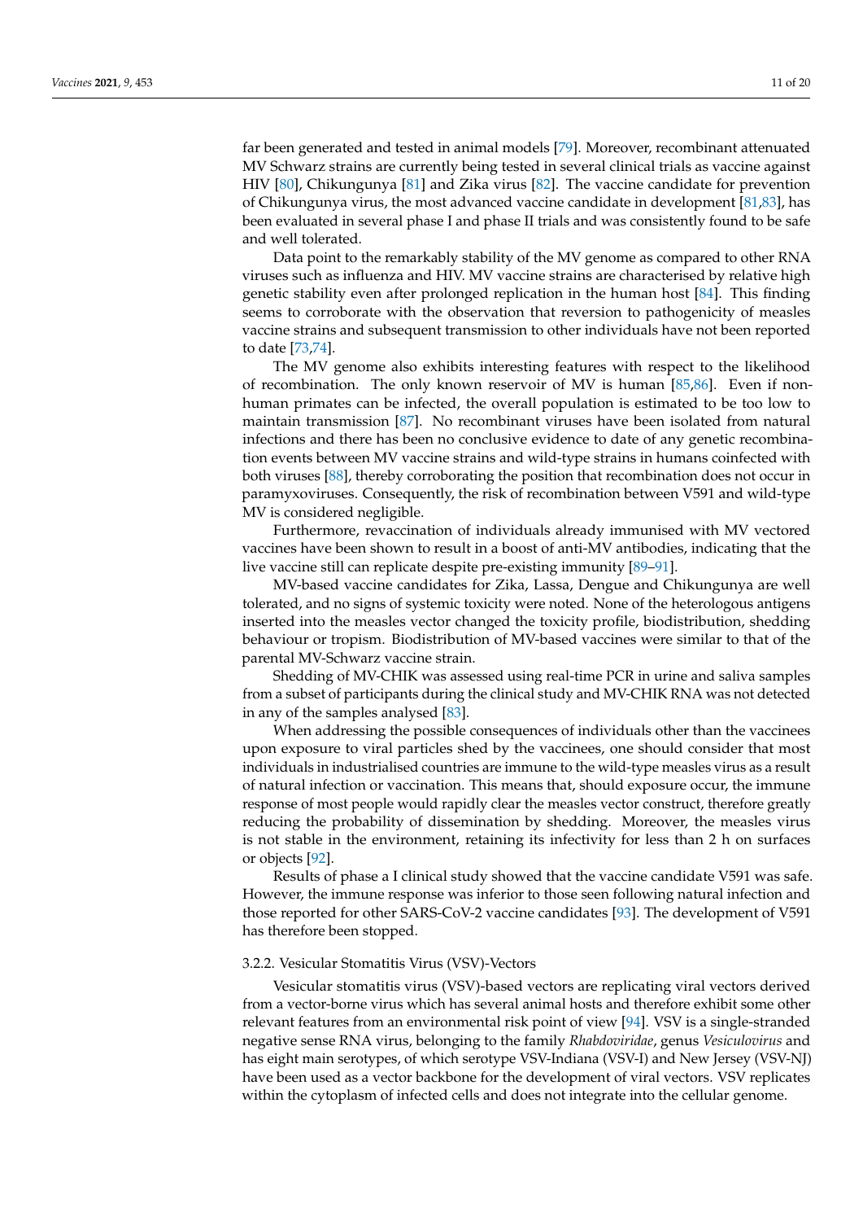far been generated and tested in animal models [79]. Moreover, recombinant attenuated MV Schwarz strains are currently being tested in several clinical trials as vaccine against HIV [80], Chikungunya [81] and Zika virus [82]. The vaccine candidate for prevention of Chikungunya virus, the most advanced vaccine candidate in development [81,83], has been evaluated in several phase I and phase II trials and was consistently found to be safe and well tolerated.

Data point to the remarkably stability of the MV genome as compared to other RNA viruses such as influenza and HIV. MV vaccine strains are characterised by relative high genetic stability even after prolonged replication in the human host [84]. This finding seems to corroborate with the observation that reversion to pathogenicity of measles vaccine strains and subsequent transmission to other individuals have not been reported to date [73,74].

The MV genome also exhibits interesting features with respect to the likelihood of recombination. The only known reservoir of MV is human [85,86]. Even if non-human primates can be infected, the overall population is estimated to be too low to maintain transmission [87]. No recombinant viruses have been isolated from natural infections and there has been no conclusive evidence to date of any genetic recombination events between MV vaccine strains and wild-type strains in humans coinfected with both viruses [88], thereby corroborating the position that recombination does not occur in paramyxoviruses. Consequently, the risk of recombination between V591 and wild-type MV is considered negligible.

Furthermore, revaccination of individuals already immunised with MV vectored vaccines have been shown to result in a boost of anti-MV antibodies, indicating that the live vaccine still can replicate despite pre-existing immunity [89–91].

MV-based vaccine candidates for Zika, Lassa, Dengue and Chikungunya are well tolerated, and no signs of systemic toxicity were noted. None of the heterologous antigens inserted into the measles vector changed the toxicity profile, biodistribution, shedding behaviour or tropism. Biodistribution of MV-based vaccines were similar to that of the parental MV-Schwarz vaccine strain.

Shedding of MV-CHIK was assessed using real-time PCR in urine and saliva samples from a subset of participants during the clinical study and MV-CHIK RNA was not detected in any of the samples analysed [83].

When addressing the possible consequences of individuals other than the vaccinees upon exposure to viral particles shed by the vaccinees, one should consider that most individuals in industrialised countries are immune to the wild-type measles virus as a result of natural infection or vaccination. This means that, should exposure occur, the immune response of most people would rapidly clear the measles vector construct, therefore greatly reducing the probability of dissemination by shedding. Moreover, the measles virus is not stable in the environment, retaining its infectivity for less than 2 h on surfaces or objects [92].

Results of phase a I clinical study showed that the vaccine candidate V591 was safe. However, the immune response was inferior to those seen following natural infection and those reported for other SARS-CoV-2 vaccine candidates [93]. The development of V591 has therefore been stopped.

#### 3.2.2. Vesicular Stomatitis Virus (VSV)-Vectors

Vesicular stomatitis virus (VSV)-based vectors are replicating viral vectors derived from a vector-borne virus which has several animal hosts and therefore exhibit some other relevant features from an environmental risk point of view [94]. VSV is a single-stranded negative sense RNA virus, belonging to the family *Rhabdoviridae*, genus *Vesiculovirus* and has eight main serotypes, of which serotype VSV-Indiana (VSV-I) and New Jersey (VSV-NJ) have been used as a vector backbone for the development of viral vectors. VSV replicates within the cytoplasm of infected cells and does not integrate into the cellular genome.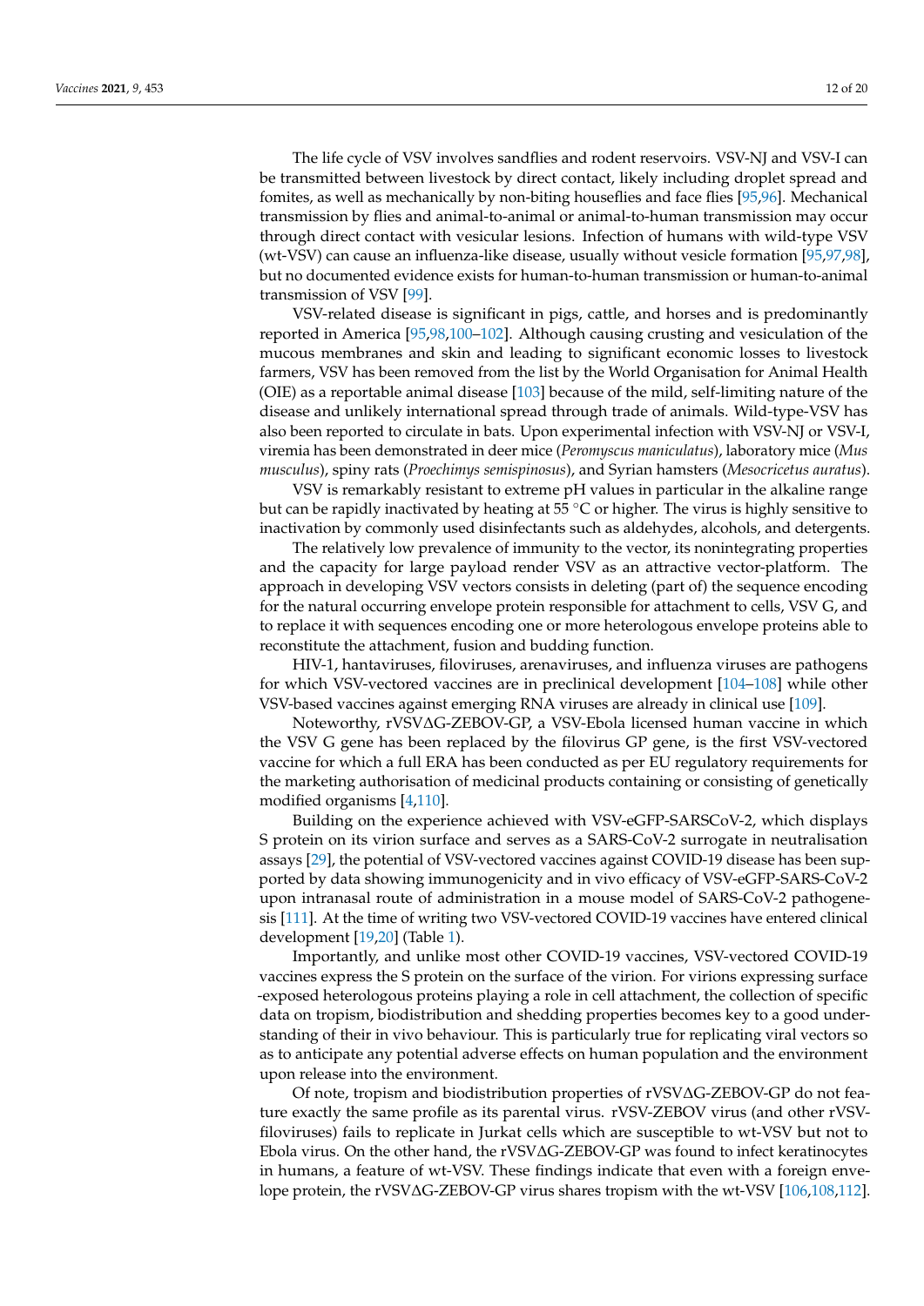The life cycle of VSV involves sandflies and rodent reservoirs. VSV-NJ and VSV-I can be transmitted between livestock by direct contact, likely including droplet spread and fomites, as well as mechanically by non-biting houseflies and face flies [95,96]. Mechanical transmission by flies and animal-to-animal or animal-to-human transmission may occur through direct contact with vesicular lesions. Infection of humans with wild-type VSV (wt-VSV) can cause an influenza-like disease, usually without vesicle formation [95,97,98], but no documented evidence exists for human-to-human transmission or human-to-animal transmission of VSV [99].

VSV-related disease is significant in pigs, cattle, and horses and is predominantly reported in America [95,98,100–102]. Although causing crusting and vesiculation of the mucous membranes and skin and leading to significant economic losses to livestock farmers, VSV has been removed from the list by the World Organisation for Animal Health (OIE) as a reportable animal disease [103] because of the mild, self-limiting nature of the disease and unlikely international spread through trade of animals. Wild-type-VSV has also been reported to circulate in bats. Upon experimental infection with VSV-NJ or VSV-I, viremia has been demonstrated in deer mice (*Peromyscus maniculatus*), laboratory mice (*Mus musculus*), spiny rats (*Proechimys semispinosus*), and Syrian hamsters (*Mesocricetus auratus*).

VSV is remarkably resistant to extreme pH values in particular in the alkaline range but can be rapidly inactivated by heating at 55 °C or higher. The virus is highly sensitive to inactivation by commonly used disinfectants such as aldehydes, alcohols, and detergents.

The relatively low prevalence of immunity to the vector, its nonintegrating properties and the capacity for large payload render VSV as an attractive vector-platform. The approach in developing VSV vectors consists in deleting (part of) the sequence encoding for the natural occurring envelope protein responsible for attachment to cells, VSV G, and to replace it with sequences encoding one or more heterologous envelope proteins able to reconstitute the attachment, fusion and budding function.

HIV-1, hantaviruses, filoviruses, arenaviruses, and influenza viruses are pathogens for which VSV-vectored vaccines are in preclinical development [104–108] while other VSV-based vaccines against emerging RNA viruses are already in clinical use [109].

Noteworthy, rVSVΔG-ZEBOV-GP, a VSV-Ebola licensed human vaccine in which the VSV G gene has been replaced by the filovirus GP gene, is the first VSV-vectored vaccine for which a full ERA has been conducted as per EU regulatory requirements for the marketing authorisation of medicinal products containing or consisting of genetically modified organisms [4,110].

Building on the experience achieved with VSV-eGFP-SARSCoV-2, which displays S protein on its virion surface and serves as a SARS-CoV-2 surrogate in neutralisation assays [29], the potential of VSV-vectored vaccines against COVID-19 disease has been supported by data showing immunogenicity and in vivo efficacy of VSV-eGFP-SARS-CoV-2 upon intranasal route of administration in a mouse model of SARS-CoV-2 pathogenesis [111]. At the time of writing two VSV-vectored COVID-19 vaccines have entered clinical development [19,20] (Table 1).

Importantly, and unlike most other COVID-19 vaccines, VSV-vectored COVID-19 vaccines express the S protein on the surface of the virion. For virions expressing surface -exposed heterologous proteins playing a role in cell attachment, the collection of specific data on tropism, biodistribution and shedding properties becomes key to a good understanding of their in vivo behaviour. This is particularly true for replicating viral vectors so as to anticipate any potential adverse effects on human population and the environment upon release into the environment.

Of note, tropism and biodistribution properties of rVSVΔG-ZEBOV-GP do not feature exactly the same profile as its parental virus. rVSV-ZEBOV virus (and other rVSV-filoviruses) fails to replicate in Jurkat cells which are susceptible to wt-VSV but not to Ebola virus. On the other hand, the rVSVΔG-ZEBOV-GP was found to infect keratinocytes in humans, a feature of wt-VSV. These findings indicate that even with a foreign envelope protein, the rVSVΔG-ZEBOV-GP virus shares tropism with the wt-VSV [106,108,112].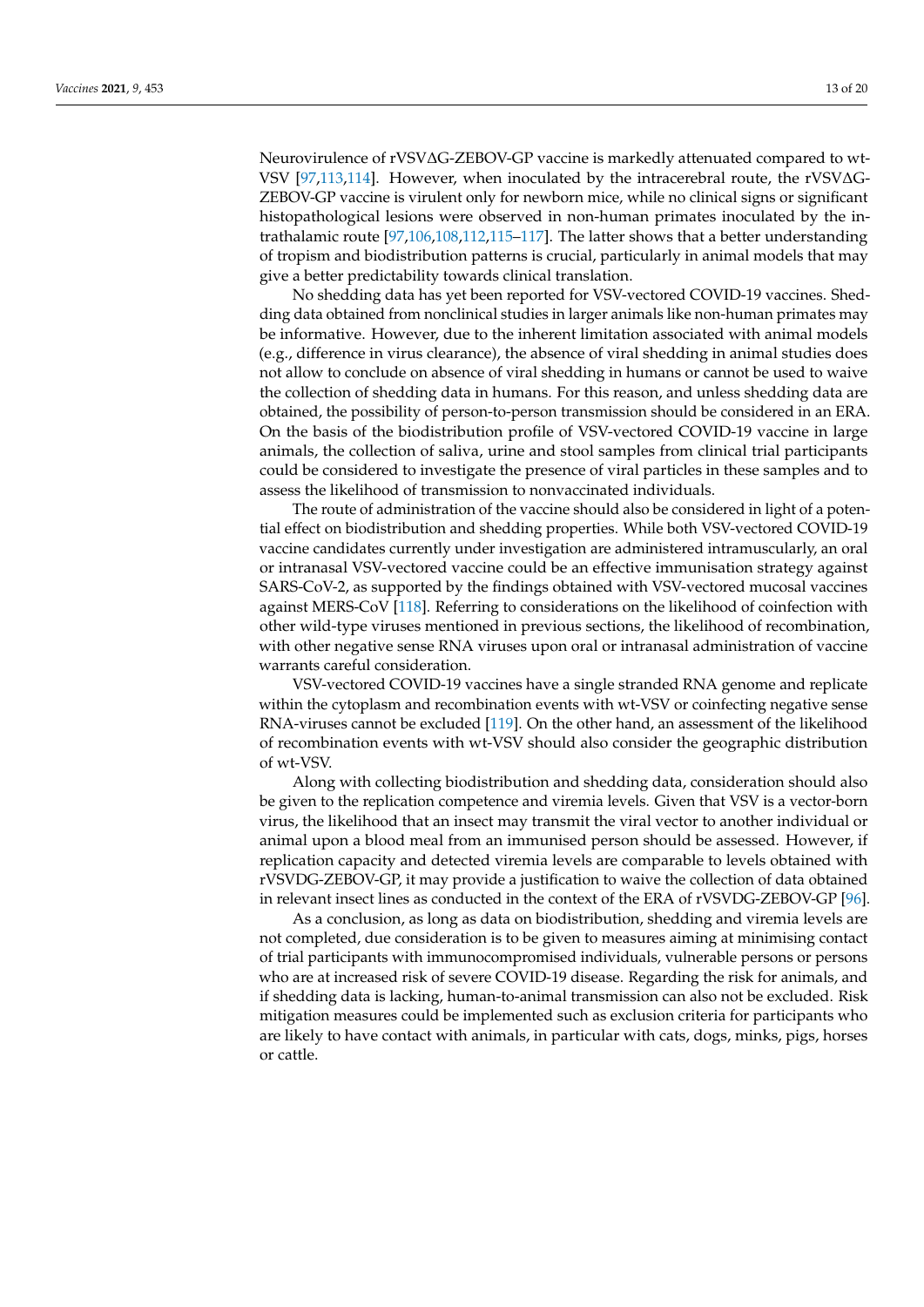Neurovirulence of rVSVΔG-ZEBOV-GP vaccine is markedly attenuated compared to wt-VSV [97,113,114]. However, when inoculated by the intracerebral route, the rVSVΔG-ZEBOV-GP vaccine is virulent only for newborn mice, while no clinical signs or significant histopathological lesions were observed in non-human primates inoculated by the intrathalamic route [97,106,108,112,115–117]. The latter shows that a better understanding of tropism and biodistribution patterns is crucial, particularly in animal models that may give a better predictability towards clinical translation.

No shedding data has yet been reported for VSV-vectored COVID-19 vaccines. Shedding data obtained from nonclinical studies in larger animals like non-human primates may be informative. However, due to the inherent limitation associated with animal models (e.g., difference in virus clearance), the absence of viral shedding in animal studies does not allow to conclude on absence of viral shedding in humans or cannot be used to waive the collection of shedding data in humans. For this reason, and unless shedding data are obtained, the possibility of person-to-person transmission should be considered in an ERA. On the basis of the biodistribution profile of VSV-vectored COVID-19 vaccine in large animals, the collection of saliva, urine and stool samples from clinical trial participants could be considered to investigate the presence of viral particles in these samples and to assess the likelihood of transmission to nonvaccinated individuals.

The route of administration of the vaccine should also be considered in light of a potential effect on biodistribution and shedding properties. While both VSV-vectored COVID-19 vaccine candidates currently under investigation are administered intramuscularly, an oral or intranasal VSV-vectored vaccine could be an effective immunisation strategy against SARS-CoV-2, as supported by the findings obtained with VSV-vectored mucosal vaccines against MERS-CoV [118]. Referring to considerations on the likelihood of coinfection with other wild-type viruses mentioned in previous sections, the likelihood of recombination, with other negative sense RNA viruses upon oral or intranasal administration of vaccine warrants careful consideration.

VSV-vectored COVID-19 vaccines have a single stranded RNA genome and replicate within the cytoplasm and recombination events with wt-VSV or coinfecting negative sense RNA-viruses cannot be excluded [119]. On the other hand, an assessment of the likelihood of recombination events with wt-VSV should also consider the geographic distribution of wt-VSV.

Along with collecting biodistribution and shedding data, consideration should also be given to the replication competence and viremia levels. Given that VSV is a vector-born virus, the likelihood that an insect may transmit the viral vector to another individual or animal upon a blood meal from an immunised person should be assessed. However, if replication capacity and detected viremia levels are comparable to levels obtained with rVSVDG-ZEBOV-GP, it may provide a justification to waive the collection of data obtained in relevant insect lines as conducted in the context of the ERA of rVSVDG-ZEBOV-GP [96].

As a conclusion, as long as data on biodistribution, shedding and viremia levels are not completed, due consideration is to be given to measures aiming at minimising contact of trial participants with immunocompromised individuals, vulnerable persons or persons who are at increased risk of severe COVID-19 disease. Regarding the risk for animals, and if shedding data is lacking, human-to-animal transmission can also not be excluded. Risk mitigation measures could be implemented such as exclusion criteria for participants who are likely to have contact with animals, in particular with cats, dogs, minks, pigs, horses or cattle.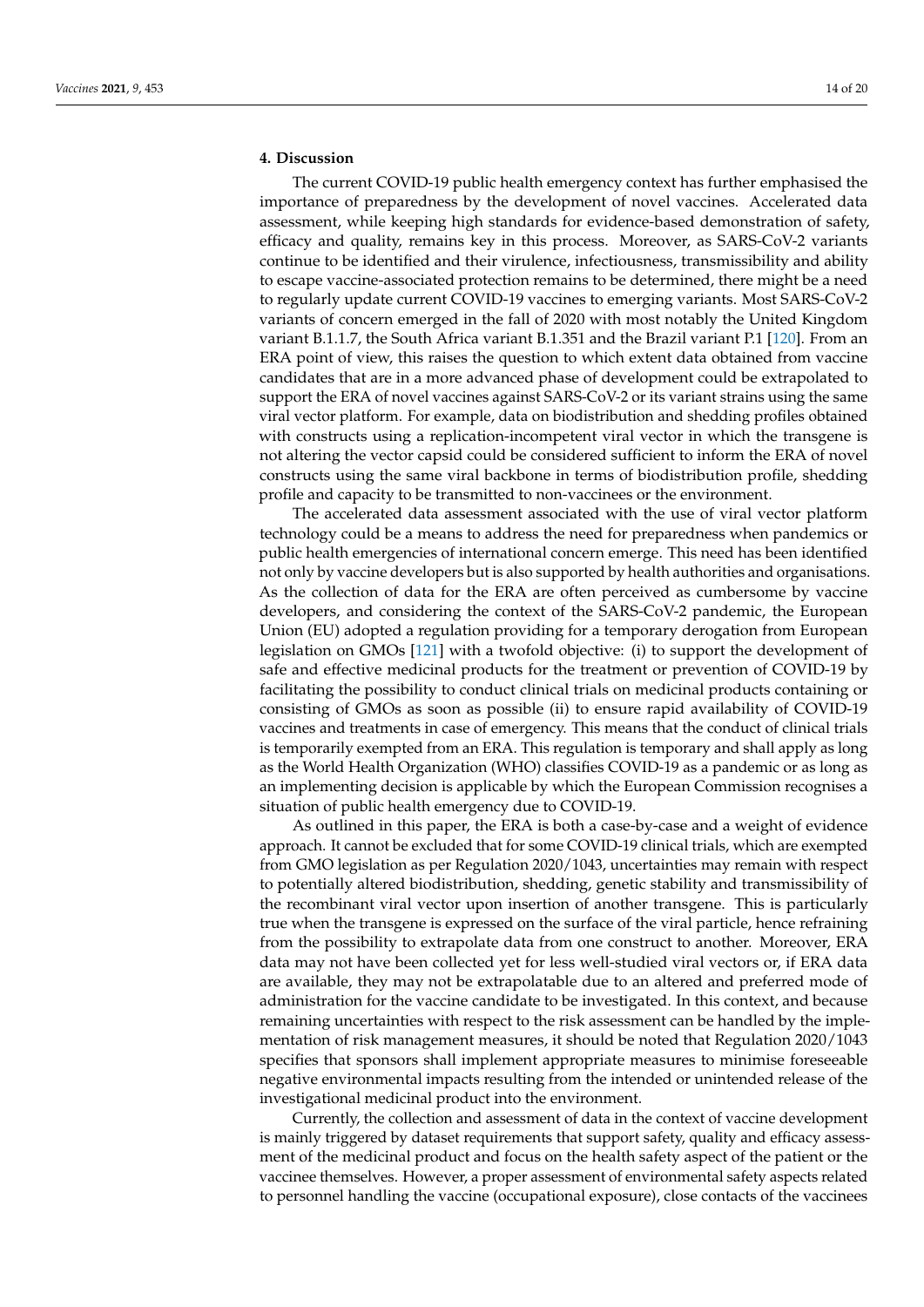## 4. Discussion

The current COVID-19 public health emergency context has further emphasised the importance of preparedness by the development of novel vaccines. Accelerated data assessment, while keeping high standards for evidence-based demonstration of safety, efficacy and quality, remains key in this process. Moreover, as SARS-CoV-2 variants continue to be identified and their virulence, infectiousness, transmissibility and ability to escape vaccine-associated protection remains to be determined, there might be a need to regularly update current COVID-19 vaccines to emerging variants. Most SARS-CoV-2 variants of concern emerged in the fall of 2020 with most notably the United Kingdom variant B.1.1.7, the South Africa variant B.1.351 and the Brazil variant P.1 [120]. From an ERA point of view, this raises the question to which extent data obtained from vaccine candidates that are in a more advanced phase of development could be extrapolated to support the ERA of novel vaccines against SARS-CoV-2 or its variant strains using the same viral vector platform. For example, data on biodistribution and shedding profiles obtained with constructs using a replication-incompetent viral vector in which the transgene is not altering the vector capsid could be considered sufficient to inform the ERA of novel constructs using the same viral backbone in terms of biodistribution profile, shedding profile and capacity to be transmitted to non-vaccinees or the environment.

The accelerated data assessment associated with the use of viral vector platform technology could be a means to address the need for preparedness when pandemics or public health emergencies of international concern emerge. This need has been identified not only by vaccine developers but is also supported by health authorities and organisations. As the collection of data for the ERA are often perceived as cumbersome by vaccine developers, and considering the context of the SARS-CoV-2 pandemic, the European Union (EU) adopted a regulation providing for a temporary derogation from European legislation on GMOs [121] with a twofold objective: (i) to support the development of safe and effective medicinal products for the treatment or prevention of COVID-19 by facilitating the possibility to conduct clinical trials on medicinal products containing or consisting of GMOs as soon as possible (ii) to ensure rapid availability of COVID-19 vaccines and treatments in case of emergency. This means that the conduct of clinical trials is temporarily exempted from an ERA. This regulation is temporary and shall apply as long as the World Health Organization (WHO) classifies COVID-19 as a pandemic or as long as an implementing decision is applicable by which the European Commission recognises a situation of public health emergency due to COVID-19.

As outlined in this paper, the ERA is both a case-by-case and a weight of evidence approach. It cannot be excluded that for some COVID-19 clinical trials, which are exempted from GMO legislation as per Regulation 2020/1043, uncertainties may remain with respect to potentially altered biodistribution, shedding, genetic stability and transmissibility of the recombinant viral vector upon insertion of another transgene. This is particularly true when the transgene is expressed on the surface of the viral particle, hence refraining from the possibility to extrapolate data from one construct to another. Moreover, ERA data may not have been collected yet for less well-studied viral vectors or, if ERA data are available, they may not be extrapolatable due to an altered and preferred mode of administration for the vaccine candidate to be investigated. In this context, and because remaining uncertainties with respect to the risk assessment can be handled by the implementation of risk management measures, it should be noted that Regulation 2020/1043 specifies that sponsors shall implement appropriate measures to minimise foreseeable negative environmental impacts resulting from the intended or unintended release of the investigational medicinal product into the environment.

Currently, the collection and assessment of data in the context of vaccine development is mainly triggered by dataset requirements that support safety, quality and efficacy assessment of the medicinal product and focus on the health safety aspect of the patient or the vaccinee themselves. However, a proper assessment of environmental safety aspects related to personnel handling the vaccine (occupational exposure), close contacts of the vaccinees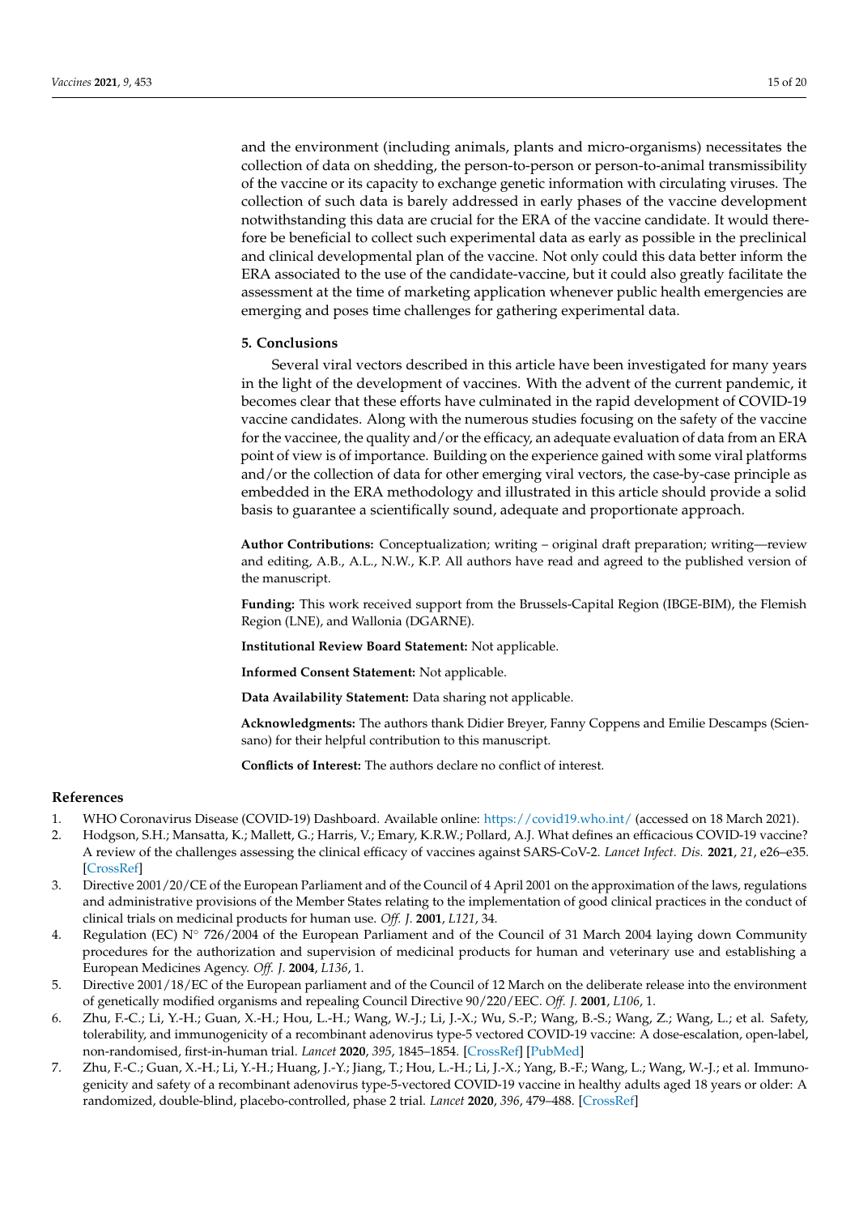and the environment (including animals, plants and micro-organisms) necessitates the collection of data on shedding, the person-to-person or person-to-animal transmissibility of the vaccine or its capacity to exchange genetic information with circulating viruses. The collection of such data is barely addressed in early phases of the vaccine development notwithstanding this data are crucial for the ERA of the vaccine candidate. It would therefore be beneficial to collect such experimental data as early as possible in the preclinical and clinical developmental plan of the vaccine. Not only could this data better inform the ERA associated to the use of the candidate-vaccine, but it could also greatly facilitate the assessment at the time of marketing application whenever public health emergencies are emerging and poses time challenges for gathering experimental data.

## 5. Conclusions

Several viral vectors described in this article have been investigated for many years in the light of the development of vaccines. With the advent of the current pandemic, it becomes clear that these efforts have culminated in the rapid development of COVID-19 vaccine candidates. Along with the numerous studies focusing on the safety of the vaccine for the vaccinee, the quality and/or the efficacy, an adequate evaluation of data from an ERA point of view is of importance. Building on the experience gained with some viral platforms and/or the collection of data for other emerging viral vectors, the case-by-case principle as embedded in the ERA methodology and illustrated in this article should provide a solid basis to guarantee a scientifically sound, adequate and proportionate approach.

**Author Contributions:** Conceptualization; writing – original draft preparation; writing—review and editing, A.B., A.L., N.W., K.P. All authors have read and agreed to the published version of the manuscript.

**Funding:** This work received support from the Brussels-Capital Region (IBGE-BIM), the Flemish Region (LNE), and Wallonia (DGARNE).

**Institutional Review Board Statement:** Not applicable.

**Informed Consent Statement:** Not applicable.

**Data Availability Statement:** Data sharing not applicable.

**Acknowledgments:** The authors thank Didier Breyer, Fanny Coppens and Emilie Descamps (Sciensano) for their helpful contribution to this manuscript.

**Conflicts of Interest:** The authors declare no conflict of interest.

## References

1. WHO Coronavirus Disease (COVID-19) Dashboard. Available online: https://covid19.who.int/ (accessed on 18 March 2021).
2. Hodgson, S.H.; Mansatta, K.; Mallett, G.; Harris, V.; Emary, K.R.W.; Pollard, A.J. What defines an efficacious COVID-19 vaccine? A review of the challenges assessing the clinical efficacy of vaccines against SARS-CoV-2. *Lancet Infect. Dis.* **2021**, *21*, e26–e35. [CrossRef]
3. Directive 2001/20/CE of the European Parliament and of the Council of 4 April 2001 on the approximation of the laws, regulations and administrative provisions of the Member States relating to the implementation of good clinical practices in the conduct of clinical trials on medicinal products for human use. *Off. J.* **2001**, *L121*, 34.
4. Regulation (EC) N° 726/2004 of the European Parliament and of the Council of 31 March 2004 laying down Community procedures for the authorization and supervision of medicinal products for human and veterinary use and establishing a European Medicines Agency. *Off. J.* **2004**, *L136*, 1.
5. Directive 2001/18/EC of the European parliament and of the Council of 12 March on the deliberate release into the environment of genetically modified organisms and repealing Council Directive 90/220/EEC. *Off. J.* **2001**, *L106*, 1.
6. Zhu, F.-C.; Li, Y.-H.; Guan, X.-H.; Hou, L.-H.; Wang, W.-J.; Li, J.-X.; Wu, S.-P.; Wang, B.-S.; Wang, Z.; Wang, L.; et al. Safety, tolerability, and immunogenicity of a recombinant adenovirus type-5 vectored COVID-19 vaccine: A dose-escalation, open-label, non-randomised, first-in-human trial. *Lancet* **2020**, *395*, 1845–1854. [CrossRef] [PubMed]
7. Zhu, F.-C.; Guan, X.-H.; Li, Y.-H.; Huang, J.-Y.; Jiang, T.; Hou, L.-H.; Li, J.-X.; Yang, B.-F.; Wang, L.; Wang, W.-J.; et al. Immunogenicity and safety of a recombinant adenovirus type-5-vectored COVID-19 vaccine in healthy adults aged 18 years or older: A randomized, double-blind, placebo-controlled, phase 2 trial. *Lancet* **2020**, *396*, 479–488. [CrossRef]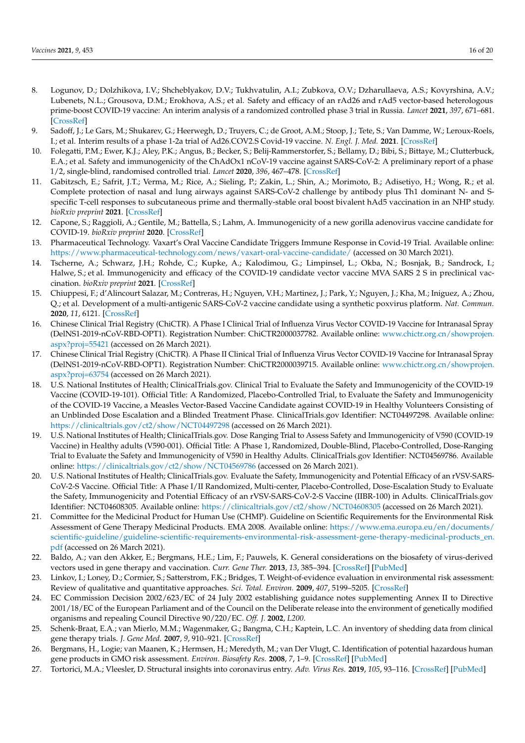8. Logunov, D.; Dolzhikova, I.V.; Shcheblyakov, D.V.; Tukhvatulin, A.I.; Zubkova, O.V.; Dzharullaeva, A.S.; Kovyrshina, A.V.; Lubenets, N.L.; Grousova, D.M.; Erokhova, A.S.; et al. Safety and efficacy of an rAd26 and rAd5 vector-based heterologous prime-boost COVID-19 vaccine: An interim analysis of a randomized controlled phase 3 trial in Russia. *Lancet* **2021**, *397*, 671–681. [CrossRef]
9. Sadoff, J.; Le Gars, M.; Shukarev, G.; Heerwegh, D.; Truyers, C.; de Groot, A.M.; Stoop, J.; Tete, S.; Van Damme, W.; Leroux-Roels, I.; et al. Interim results of a phase 1-2a trial of Ad26.COV2.S Covid-19 vaccine. *N. Engl. J. Med.* **2021**. [CrossRef]
10. Folegatti, P.M.; Ewer, K.J.; Aley, P.K.; Angus, B.; Becker, S.; Belij-Rammerstorfer, S.; Bellamy, D.; Bibi, S.; Bittaye, M.; Clutterbuck, E.A.; et al. Safety and immunogenicity of the ChAdOx1 nCoV-19 vaccine against SARS-CoV-2: A preliminary report of a phase 1/2, single-blind, randomised controlled trial. *Lancet* **2020**, *396*, 467–478. [CrossRef]
11. Gabitzsch, E.; Safrit, J.T.; Verma, M.; Rice, A.; Sieling, P.; Zakin, L.; Shin, A.; Morimoto, B.; Adisetiyo, H.; Wong, R.; et al. Complete protection of nasal and lung airways against SARS-CoV-2 challenge by antibody plus Th1 dominant N- and S-specific T-cell responses to subcutaneous prime and thermally-stable oral boost bivalent hAd5 vaccination in an NHP study. *bioRxiv preprint* **2021**. [CrossRef]
12. Capone, S.; Raggioli, A.; Gentile, M.; Battella, S.; Lahm, A. Immunogenicity of a new gorilla adenovirus vaccine candidate for COVID-19. *bioRxiv preprint* **2020**. [CrossRef]
13. Pharmaceutical Technology. Vaxart's Oral Vaccine Candidate Triggers Immune Response in Covid-19 Trial. Available online: https://www.pharmaceutical-technology.com/news/vaxart-oral-vaccine-candidate/ (accessed on 30 March 2021).
14. Tscherne, A.; Schwarz, J.H.; Rohde, C.; Kupke, A.; Kalodimou, G.; Limpinsel, L.; Okba, N.; Bosnjak, B.; Sandrock, I.; Halwe, S.; et al. Immunogenicity and efficacy of the COVID-19 candidate vector vaccine MVA SARS 2 S in preclinical vaccination. *bioRxiv preprint* **2021**. [CrossRef]
15. Chiuppesi, F.; d'Alincourt Salazar, M.; Contreras, H.; Nguyen, V.H.; Martinez, J.; Park, Y.; Nguyen, J.; Kha, M.; Iniguez, A.; Zhou, Q.; et al. Development of a multi-antigenic SARS-CoV-2 vaccine candidate using a synthetic poxvirus platform. *Nat. Commun.* **2020**, *11*, 6121. [CrossRef]
16. Chinese Clinical Trial Registry (ChiCTR). A Phase I Clinical Trial of Influenza Virus Vector COVID-19 Vaccine for Intranasal Spray (DelNS1-2019-nCoV-RBD-OPT1). Registration Number: ChiCTR2000037782. Available online: www.chictr.org.cn/showprojen.aspx?proj=55421 (accessed on 26 March 2021).
17. Chinese Clinical Trial Registry (ChiCTR). A Phase II Clinical Trial of Influenza Virus Vector COVID-19 Vaccine for Intranasal Spray (DelNS1-2019-nCoV-RBD-OPT1). Registration Number: ChiCTR2000039715. Available online: www.chictr.org.cn/showprojen.aspx?proj=63754 (accessed on 26 March 2021).
18. U.S. National Institutes of Health; ClinicalTrials.gov. Clinical Trial to Evaluate the Safety and Immunogenicity of the COVID-19 Vaccine (COVID-19-101). Official Title: A Randomized, Placebo-Controlled Trial, to Evaluate the Safety and Immunogenicity of the COVID-19 Vaccine, a Measles Vector-Based Vaccine Candidate against COVID-19 in Healthy Volunteers Consisting of an Unblinded Dose Escalation and a Blinded Treatment Phase. ClinicalTrials.gov Identifier: NCT04497298. Available online: https://clinicaltrials.gov/ct2/show/NCT04497298 (accessed on 26 March 2021).
19. U.S. National Institutes of Health; ClinicalTrials.gov. Dose Ranging Trial to Assess Safety and Immunogenicity of V590 (COVID-19 Vaccine) in Healthy adults (V590-001). Official Title: A Phase 1, Randomized, Double-Blind, Placebo-Controlled, Dose-Ranging Trial to Evaluate the Safety and Immunogenicity of V590 in Healthy Adults. ClinicalTrials.gov Identifier: NCT04569786. Available online: https://clinicaltrials.gov/ct2/show/NCT04569786 (accessed on 26 March 2021).
20. U.S. National Institutes of Health; ClinicalTrials.gov. Evaluate the Safety, Immunogenicity and Potential Efficacy of an rVSV-SARS-CoV-2-S Vaccine. Official Title: A Phase I/II Randomized, Multi-center, Placebo-Controlled, Dose-Escalation Study to Evaluate the Safety, Immunogenicity and Potential Efficacy of an rVSV-SARS-CoV-2-S Vaccine (IIBR-100) in Adults. ClinicalTrials.gov Identifier: NCT04608305. Available online: https://clinicaltrials.gov/ct2/show/NCT04608305 (accessed on 26 March 2021).
21. Committee for the Medicinal Product for Human Use (CHMP). Guideline on Scientific Requirements for the Environmental Risk Assessment of Gene Therapy Medicinal Products. EMA 2008. Available online: https://www.ema.europa.eu/en/documents/scientific-guideline/guideline-scientific-requirements-environmental-risk-assessment-gene-therapy-medicinal-products_en.pdf (accessed on 26 March 2021).
22. Baldo, A.; van den Akker, E.; Bergmans, H.E.; Lim, F.; Pauwels, K. General considerations on the biosafety of virus-derived vectors used in gene therapy and vaccination. *Curr. Gene Ther.* **2013**, *13*, 385–394. [CrossRef] [PubMed]
23. Linkov, I.; Loney, D.; Cormier, S.; Satterstrom, F.K.; Bridges, T. Weight-of-evidence evaluation in environmental risk assessment: Review of qualitative and quantitative approaches. *Sci. Total. Environ.* **2009**, *407*, 5199–5205. [CrossRef]
24. EC Commission Decision 2002/623/EC of 24 July 2002 establishing guidance notes supplementing Annex II to Directive 2001/18/EC of the European Parliament and of the Council on the Deliberate release into the environment of genetically modified organisms and repealing Council Directive 90/220/EC. *Off. J.* **2002**, *L200*.
25. Schenk-Braat, E.A.; van Mierlo, M.M.; Wagenmaker, G.; Bangma, C.H.; Kaptein, L.C. An inventory of shedding data from clinical gene therapy trials. *J. Gene Med.* **2007**, *9*, 910–921. [CrossRef]
26. Bergmans, H., Logie; van Maanen, K.; Hermsen, H.; Meredyth, M.; van Der Vlugt, C. Identification of potential hazardous human gene products in GMO risk assessment. *Environ. Biosafety Res.* **2008**, *7*, 1–9. [CrossRef] [PubMed]
27. Tortorici, M.A.; Vleesler, D. Structural insights into coronavirus entry. *Adv. Virus Res.* **2019**, *105*, 93–116. [CrossRef] [PubMed]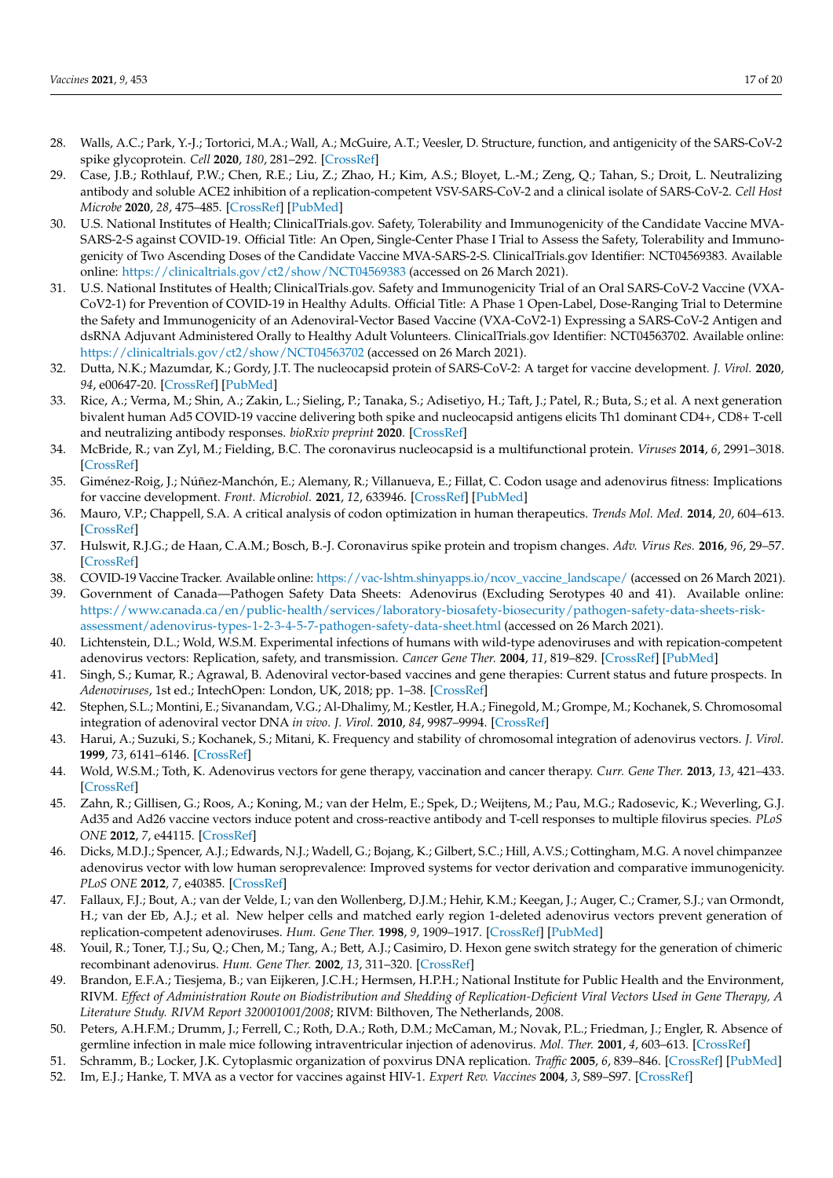28. Walls, A.C.; Park, Y.-J.; Tortorici, M.A.; Wall, A.; McGuire, A.T.; Veesler, D. Structure, function, and antigenicity of the SARS-CoV-2 spike glycoprotein. *Cell* **2020**, *180*, 281–292. [CrossRef]
29. Case, J.B.; Rothlauf, P.W.; Chen, R.E.; Liu, Z.; Zhao, H.; Kim, A.S.; Bloyet, L.-M.; Zeng, Q.; Tahan, S.; Droit, L. Neutralizing antibody and soluble ACE2 inhibition of a replication-competent VSV-SARS-CoV-2 and a clinical isolate of SARS-CoV-2. *Cell Host Microbe* **2020**, *28*, 475–485. [CrossRef] [PubMed]
30. U.S. National Institutes of Health; ClinicalTrials.gov. Safety, Tolerability and Immunogenicity of the Candidate Vaccine MVA-SARS-2-S against COVID-19. Official Title: An Open, Single-Center Phase I Trial to Assess the Safety, Tolerability and Immunogenicity of Two Ascending Doses of the Candidate Vaccine MVA-SARS-2-S. ClinicalTrials.gov Identifier: NCT04569383. Available online: https://clinicaltrials.gov/ct2/show/NCT04569383 (accessed on 26 March 2021).
31. U.S. National Institutes of Health; ClinicalTrials.gov. Safety and Immunogenicity Trial of an Oral SARS-CoV-2 Vaccine (VXA-CoV2-1) for Prevention of COVID-19 in Healthy Adults. Official Title: A Phase 1 Open-Label, Dose-Ranging Trial to Determine the Safety and Immunogenicity of an Adenoviral-Vector Based Vaccine (VXA-CoV2-1) Expressing a SARS-CoV-2 Antigen and dsRNA Adjuvant Administered Orally to Healthy Adult Volunteers. ClinicalTrials.gov Identifier: NCT04563702. Available online: https://clinicaltrials.gov/ct2/show/NCT04563702 (accessed on 26 March 2021).
32. Dutta, N.K.; Mazumdar, K.; Gordy, J.T. The nucleocapsid protein of SARS-CoV-2: A target for vaccine development. *J. Virol.* **2020**, *94*, e00647-20. [CrossRef] [PubMed]
33. Rice, A.; Verma, M.; Shin, A.; Zakin, L.; Sieling, P.; Tanaka, S.; Adisetiyo, H.; Taft, J.; Patel, R.; Buta, S.; et al. A next generation bivalent human Ad5 COVID-19 vaccine delivering both spike and nucleocapsid antigens elicits Th1 dominant CD4+, CD8+ T-cell and neutralizing antibody responses. *bioRxiv preprint* **2020**. [CrossRef]
34. McBride, R.; van Zyl, M.; Fielding, B.C. The coronavirus nucleocapsid is a multifunctional protein. *Viruses* **2014**, *6*, 2991–3018. [CrossRef]
35. Giménez-Roig, J.; Núñez-Manchón, E.; Alemany, R.; Villanueva, E.; Fillat, C. Codon usage and adenovirus fitness: Implications for vaccine development. *Front. Microbiol.* **2021**, *12*, 633946. [CrossRef] [PubMed]
36. Mauro, V.P.; Chappell, S.A. A critical analysis of codon optimization in human therapeutics. *Trends Mol. Med.* **2014**, *20*, 604–613. [CrossRef]
37. Hulswit, R.J.G.; de Haan, C.A.M.; Bosch, B.-J. Coronavirus spike protein and tropism changes. *Adv. Virus Res.* **2016**, *96*, 29–57. [CrossRef]
38. COVID-19 Vaccine Tracker. Available online: https://vac-lshtm.shinyapps.io/ncov_vaccine_landscape/ (accessed on 26 March 2021).
39. Government of Canada—Pathogen Safety Data Sheets: Adenovirus (Excluding Serotypes 40 and 41). Available online: https://www.canada.ca/en/public-health/services/laboratory-biosafety-biosecurity/pathogen-safety-data-sheets-risk-assessment/adenovirus-types-1-2-3-4-5-7-pathogen-safety-data-sheet.html (accessed on 26 March 2021).
40. Lichtenstein, D.L.; Wold, W.S.M. Experimental infections of humans with wild-type adenoviruses and with repication-competent adenovirus vectors: Replication, safety, and transmission. *Cancer Gene Ther.* **2004**, *11*, 819–829. [CrossRef] [PubMed]
41. Singh, S.; Kumar, R.; Agrawal, B. Adenoviral vector-based vaccines and gene therapies: Current status and future prospects. In *Adenoviruses*, 1st ed.; InTechOpen: London, UK, 2018; pp. 1–38. [CrossRef]
42. Stephen, S.L.; Montini, E.; Sivanandam, V.G.; Al-Dhalimy, M.; Kestler, H.A.; Finegold, M.; Grompe, M.; Kochanek, S. Chromosomal integration of adenoviral vector DNA *in vivo*. *J. Virol.* **2010**, *84*, 9987–9994. [CrossRef]
43. Harui, A.; Suzuki, S.; Kochanek, S.; Mitani, K. Frequency and stability of chromosomal integration of adenovirus vectors. *J. Virol.* **1999**, *73*, 6141–6146. [CrossRef]
44. Wold, W.S.M.; Toth, K. Adenovirus vectors for gene therapy, vaccination and cancer therapy. *Curr. Gene Ther.* **2013**, *13*, 421–433. [CrossRef]
45. Zahn, R.; Gillisen, G.; Roos, A.; Koning, M.; van der Helm, E.; Spek, D.; Weijtens, M.; Pau, M.G.; Radosevic, K.; Weverling, G.J. Ad35 and Ad26 vaccine vectors induce potent and cross-reactive antibody and T-cell responses to multiple filovirus species. *PLoS ONE* **2012**, *7*, e44115. [CrossRef]
46. Dicks, M.D.J.; Spencer, A.J.; Edwards, N.J.; Wadell, G.; Bojang, K.; Gilbert, S.C.; Hill, A.V.S.; Cottingham, M.G. A novel chimpanzee adenovirus vector with low human seroprevalence: Improved systems for vector derivation and comparative immunogenicity. *PLoS ONE* **2012**, *7*, e40385. [CrossRef]
47. Fallaux, F.J.; Bout, A.; van der Velde, I.; van den Wollenberg, D.J.M.; Hehir, K.M.; Keegan, J.; Auger, C.; Cramer, S.J.; van Ormondt, H.; van der Eb, A.J.; et al. New helper cells and matched early region 1-deleted adenovirus vectors prevent generation of replication-competent adenoviruses. *Hum. Gene Ther.* **1998**, *9*, 1909–1917. [CrossRef] [PubMed]
48. Youil, R.; Toner, T.J.; Su, Q.; Chen, M.; Tang, A.; Bett, A.J.; Casimiro, D. Hexon gene switch strategy for the generation of chimeric recombinant adenovirus. *Hum. Gene Ther.* **2002**, *13*, 311–320. [CrossRef]
49. Brandon, E.F.A.; Tiesjema, B.; van Eijkeren, J.C.H.; Hermsen, H.P.H.; National Institute for Public Health and the Environment, RIVM. *Effect of Administration Route on Biodistribution and Shedding of Replication-Deficient Viral Vectors Used in Gene Therapy, A Literature Study. RIVM Report 320001001/2008*; RIVM: Bilthoven, The Netherlands, 2008.
50. Peters, A.H.F.M.; Drumm, J.; Ferrell, C.; Roth, D.A.; Roth, D.M.; McCaman, M.; Novak, P.L.; Friedman, J.; Engler, R. Absence of germline infection in male mice following intraventricular injection of adenovirus. *Mol. Ther.* **2001**, *4*, 603–613. [CrossRef]
51. Schramm, B.; Locker, J.K. Cytoplasmic organization of poxvirus DNA replication. *Traffic* **2005**, *6*, 839–846. [CrossRef] [PubMed]
52. Im, E.J.; Hanke, T. MVA as a vector for vaccines against HIV-1. *Expert Rev. Vaccines* **2004**, *3*, S89–S97. [CrossRef]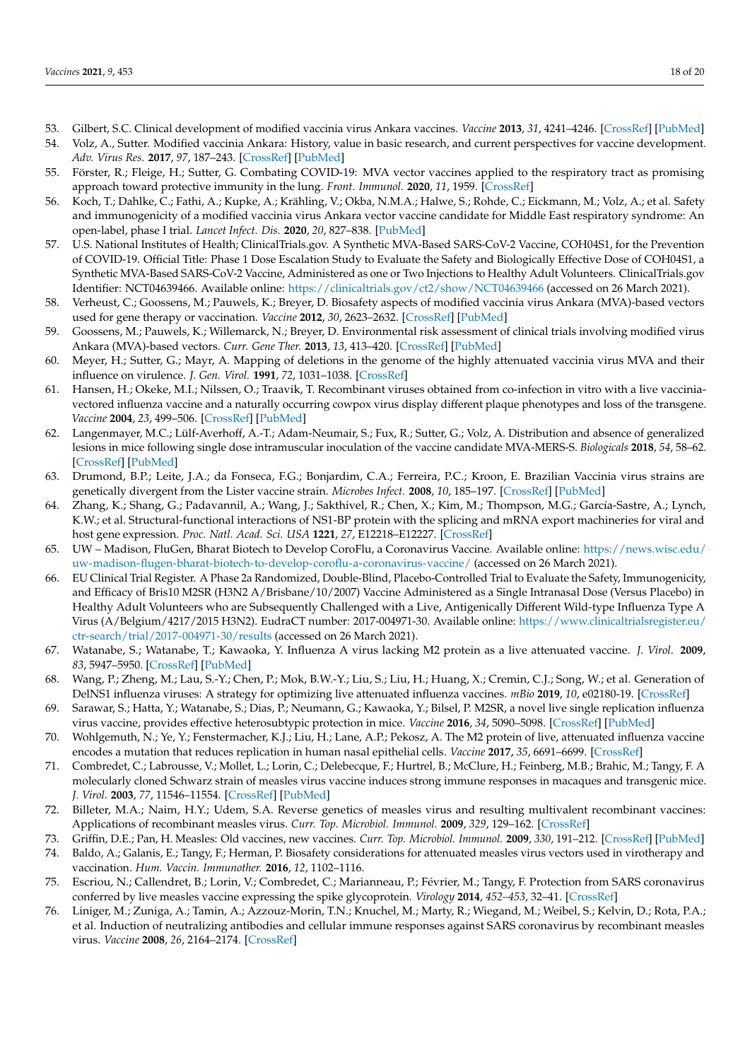53. Gilbert, S.C. Clinical development of modified vaccinia virus Ankara vaccines. *Vaccine* **2013**, *31*, 4241–4246. [CrossRef] [PubMed]
54. Volz, A., Sutter. Modified vaccinia Ankara: History, value in basic research, and current perspectives for vaccine development. *Adv. Virus Res.* **2017**, *97*, 187–243. [CrossRef] [PubMed]
55. Förster, R.; Fleige, H.; Sutter, G. Combating COVID-19: MVA vector vaccines applied to the respiratory tract as promising approach toward protective immunity in the lung. *Front. Immunol.* **2020**, *11*, 1959. [CrossRef]
56. Koch, T.; Dahlke, C.; Fathi, A.; Kupke, A.; Krähling, V.; Okba, N.M.A.; Halwe, S.; Rohde, C.; Eickmann, M.; Volz, A.; et al. Safety and immunogenicity of a modified vaccinia virus Ankara vector vaccine candidate for Middle East respiratory syndrome: An open-label, phase I trial. *Lancet Infect. Dis.* **2020**, *20*, 827–838. [PubMed]
57. U.S. National Institutes of Health; ClinicalTrials.gov. A Synthetic MVA-Based SARS-CoV-2 Vaccine, COH04S1, for the Prevention of COVID-19. Official Title: Phase 1 Dose Escalation Study to Evaluate the Safety and Biologically Effective Dose of COH04S1, a Synthetic MVA-Based SARS-CoV-2 Vaccine, Administered as one or Two Injections to Healthy Adult Volunteers. ClinicalTrials.gov Identifier: NCT04639466. Available online: https://clinicaltrials.gov/ct2/show/NCT04639466 (accessed on 26 March 2021).
58. Verheust, C.; Goossens, M.; Pauwels, K.; Breyer, D. Biosafety aspects of modified vaccinia virus Ankara (MVA)-based vectors used for gene therapy or vaccination. *Vaccine* **2012**, *30*, 2623–2632. [CrossRef] [PubMed]
59. Goossens, M.; Pauwels, K.; Willemarck, N.; Breyer, D. Environmental risk assessment of clinical trials involving modified virus Ankara (MVA)-based vectors. *Curr. Gene Ther.* **2013**, *13*, 413–420. [CrossRef] [PubMed]
60. Meyer, H.; Sutter, G.; Mayr, A. Mapping of deletions in the genome of the highly attenuated vaccinia virus MVA and their influence on virulence. *J. Gen. Virol.* **1991**, *72*, 1031–1038. [CrossRef]
61. Hansen, H.; Okeke, M.I.; Nilssen, O.; Traavik, T. Recombinant viruses obtained from co-infection in vitro with a live vaccinia-vectored influenza vaccine and a naturally occurring cowpox virus display different plaque phenotypes and loss of the transgene. *Vaccine* **2004**, *23*, 499–506. [CrossRef] [PubMed]
62. Langenmayer, M.C.; Lülf-Averhoff, A.-T.; Adam-Neumair, S.; Fux, R.; Sutter, G.; Volz, A. Distribution and absence of generalized lesions in mice following single dose intramuscular inoculation of the vaccine candidate MVA-MERS-S. *Biologicals* **2018**, *54*, 58–62. [CrossRef] [PubMed]
63. Drumond, B.P.; Leite, J.A.; da Fonseca, F.G.; Bonjardim, C.A.; Ferreira, P.C.; Kroon, E. Brazilian Vaccinia virus strains are genetically divergent from the Lister vaccine strain. *Microbes Infect.* **2008**, *10*, 185–197. [CrossRef] [PubMed]
64. Zhang, K.; Shang, G.; Padavannil, A.; Wang, J.; Sakthivel, R.; Chen, X.; Kim, M.; Thompson, M.G.; García-Sastre, A.; Lynch, K.W.; et al. Structural-functional interactions of NS1-BP protein with the splicing and mRNA export machineries for viral and host gene expression. *Proc. Natl. Acad. Sci. USA* **1221**, *27*, E12218–E12227. [CrossRef]
65. UW – Madison, FluGen, Bharat Biotech to Develop CoroFlu, a Coronavirus Vaccine. Available online: https://news.wisc.edu/uw-madison-flugen-bharat-biotech-to-develop-coroflu-a-coronavirus-vaccine/ (accessed on 26 March 2021).
66. EU Clinical Trial Register. A Phase 2a Randomized, Double-Blind, Placebo-Controlled Trial to Evaluate the Safety, Immunogenicity, and Efficacy of Bris10 M2SR (H3N2 A/Brisbane/10/2007) Vaccine Administered as a Single Intranasal Dose (Versus Placebo) in Healthy Adult Volunteers who are Subsequently Challenged with a Live, Antigenically Different Wild-type Influenza Type A Virus (A/Belgium/4217/2015 H3N2). EudraCT number: 2017-004971-30. Available online: https://www.clinicaltrialsregister.eu/ctr-search/trial/2017-004971-30/results (accessed on 26 March 2021).
67. Watanabe, S.; Watanabe, T.; Kawaoka, Y. Influenza A virus lacking M2 protein as a live attenuated vaccine. *J. Virol.* **2009**, *83*, 5947–5950. [CrossRef] [PubMed]
68. Wang, P.; Zheng, M.; Lau, S.-Y.; Chen, P.; Mok, B.W.-Y.; Liu, S.; Liu, H.; Huang, X.; Cremin, C.J.; Song, W.; et al. Generation of DelNS1 influenza viruses: A strategy for optimizing live attenuated influenza vaccines. *mBio* **2019**, *10*, e02180-19. [CrossRef]
69. Sarawar, S.; Hatta, Y.; Watanabe, S.; Dias, P.; Neumann, G.; Kawaoka, Y.; Bilsel, P. M2SR, a novel live single replication influenza virus vaccine, provides effective heterosubtypic protection in mice. *Vaccine* **2016**, *34*, 5090–5098. [CrossRef] [PubMed]
70. Wohlgemuth, N.; Ye, Y.; Fenstermacher, K.J.; Liu, H.; Lane, A.P.; Pekosz, A. The M2 protein of live, attenuated influenza vaccine encodes a mutation that reduces replication in human nasal epithelial cells. *Vaccine* **2017**, *35*, 6691–6699. [CrossRef]
71. Combredet, C.; Labrousse, V.; Mollet, L.; Lorin, C.; Delebecque, F.; Hurtrel, B.; McClure, H.; Feinberg, M.B.; Brahic, M.; Tangy, F. A molecularly cloned Schwarz strain of measles virus vaccine induces strong immune responses in macaques and transgenic mice. *J. Virol.* **2003**, *77*, 11546–11554. [CrossRef] [PubMed]
72. Billeter, M.A.; Naim, H.Y.; Udem, S.A. Reverse genetics of measles virus and resulting multivalent recombinant vaccines: Applications of recombinant measles virus. *Curr. Top. Microbiol. Immunol.* **2009**, *329*, 129–162. [CrossRef]
73. Griffin, D.E.; Pan, H. Measles: Old vaccines, new vaccines. *Curr. Top. Microbiol. Immunol.* **2009**, *330*, 191–212. [CrossRef] [PubMed]
74. Baldo, A.; Galanis, E.; Tangy, F.; Herman, P. Biosafety considerations for attenuated measles virus vectors used in virotherapy and vaccination. *Hum. Vaccin. Immunother.* **2016**, *12*, 1102–1116.
75. Escriou, N.; Callendret, B.; Lorin, V.; Combredet, C.; Marianneau, P.; Février, M.; Tangy, F. Protection from SARS coronavirus conferred by live measles vaccine expressing the spike glycoprotein. *Virology* **2014**, *452–453*, 32–41. [CrossRef]
76. Liniger, M.; Zuniga, A.; Tamin, A.; Azzouz-Morin, T.N.; Knuchel, M.; Marty, R.; Wiegand, M.; Weibel, S.; Kelvin, D.; Rota, P.A.; et al. Induction of neutralizing antibodies and cellular immune responses against SARS coronavirus by recombinant measles virus. *Vaccine* **2008**, *26*, 2164–2174. [CrossRef]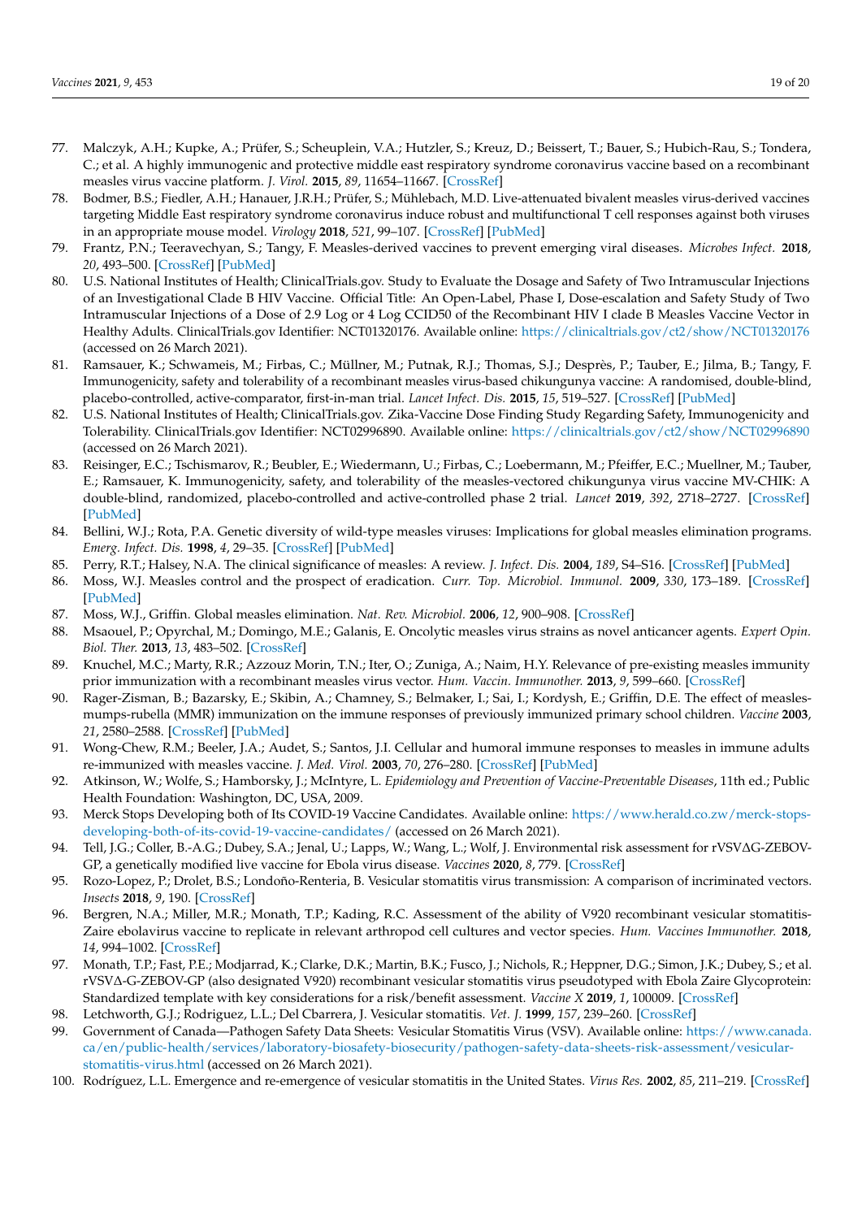77. Malczyk, A.H.; Kupke, A.; Prüfer, S.; Scheuplein, V.A.; Hutzler, S.; Kreuz, D.; Beissert, T.; Bauer, S.; Hubich-Rau, S.; Tondera, C.; et al. A highly immunogenic and protective middle east respiratory syndrome coronavirus vaccine based on a recombinant measles virus vaccine platform. *J. Virol.* **2015**, *89*, 11654–11667. [CrossRef]
78. Bodmer, B.S.; Fiedler, A.H.; Hanauer, J.R.H.; Prüfer, S.; Mühlebach, M.D. Live-attenuated bivalent measles virus-derived vaccines targeting Middle East respiratory syndrome coronavirus induce robust and multifunctional T cell responses against both viruses in an appropriate mouse model. *Virology* **2018**, *521*, 99–107. [CrossRef] [PubMed]
79. Frantz, P.N.; Teeravechyan, S.; Tangy, F. Measles-derived vaccines to prevent emerging viral diseases. *Microbes Infect.* **2018**, *20*, 493–500. [CrossRef] [PubMed]
80. U.S. National Institutes of Health; ClinicalTrials.gov. Study to Evaluate the Dosage and Safety of Two Intramuscular Injections of an Investigational Clade B HIV Vaccine. Official Title: An Open-Label, Phase I, Dose-escalation and Safety Study of Two Intramuscular Injections of a Dose of 2.9 Log or 4 Log CCID50 of the Recombinant HIV I clade B Measles Vaccine Vector in Healthy Adults. ClinicalTrials.gov Identifier: NCT01320176. Available online: https://clinicaltrials.gov/ct2/show/NCT01320176 (accessed on 26 March 2021).
81. Ramsauer, K.; Schwameis, M.; Firbas, C.; Müllner, M.; Putnak, R.J.; Thomas, S.J.; Desprès, P.; Tauber, E.; Jilma, B.; Tangy, F. Immunogenicity, safety and tolerability of a recombinant measles virus-based chikungunya vaccine: A randomised, double-blind, placebo-controlled, active-comparator, first-in-man trial. *Lancet Infect. Dis.* **2015**, *15*, 519–527. [CrossRef] [PubMed]
82. U.S. National Institutes of Health; ClinicalTrials.gov. Zika-Vaccine Dose Finding Study Regarding Safety, Immunogenicity and Tolerability. ClinicalTrials.gov Identifier: NCT02996890. Available online: https://clinicaltrials.gov/ct2/show/NCT02996890 (accessed on 26 March 2021).
83. Reisinger, E.C.; Tschismarov, R.; Beubler, E.; Wiedermann, U.; Firbas, C.; Loebermann, M.; Pfeiffer, E.C.; Muellner, M.; Tauber, E.; Ramsauer, K. Immunogenicity, safety, and tolerability of the measles-vectored chikungunya virus vaccine MV-CHIK: A double-blind, randomized, placebo-controlled and active-controlled phase 2 trial. *Lancet* **2019**, *392*, 2718–2727. [CrossRef] [PubMed]
84. Bellini, W.J.; Rota, P.A. Genetic diversity of wild-type measles viruses: Implications for global measles elimination programs. *Emerg. Infect. Dis.* **1998**, *4*, 29–35. [CrossRef] [PubMed]
85. Perry, R.T.; Halsey, N.A. The clinical significance of measles: A review. *J. Infect. Dis.* **2004**, *189*, S4–S16. [CrossRef] [PubMed]
86. Moss, W.J. Measles control and the prospect of eradication. *Curr. Top. Microbiol. Immunol.* **2009**, *330*, 173–189. [CrossRef] [PubMed]
87. Moss, W.J., Griffin. Global measles elimination. *Nat. Rev. Microbiol.* **2006**, *12*, 900–908. [CrossRef]
88. Msaouel, P.; Opyrchal, M.; Domingo, M.E.; Galanis, E. Oncolytic measles virus strains as novel anticancer agents. *Expert Opin. Biol. Ther.* **2013**, *13*, 483–502. [CrossRef]
89. Knuchel, M.C.; Marty, R.R.; Azzouz Morin, T.N.; Iter, O.; Zuniga, A.; Naim, H.Y. Relevance of pre-existing measles immunity prior immunization with a recombinant measles virus vector. *Hum. Vaccin. Immunother.* **2013**, *9*, 599–660. [CrossRef]
90. Rager-Zisman, B.; Bazarsky, E.; Skibin, A.; Chamney, S.; Belmaker, I.; Sai, I.; Kordysh, E.; Griffin, D.E. The effect of measles-mumps-rubella (MMR) immunization on the immune responses of previously immunized primary school children. *Vaccine* **2003**, *21*, 2580–2588. [CrossRef] [PubMed]
91. Wong-Chew, R.M.; Beeler, J.A.; Audet, S.; Santos, J.I. Cellular and humoral immune responses to measles in immune adults re-immunized with measles vaccine. *J. Med. Virol.* **2003**, *70*, 276–280. [CrossRef] [PubMed]
92. Atkinson, W.; Wolfe, S.; Hamborsky, J.; McIntyre, L. *Epidemiology and Prevention of Vaccine-Preventable Diseases*, 11th ed.; Public Health Foundation: Washington, DC, USA, 2009.
93. Merck Stops Developing both of Its COVID-19 Vaccine Candidates. Available online: https://www.herald.co.zw/merck-stops-developing-both-of-its-covid-19-vaccine-candidates/ (accessed on 26 March 2021).
94. Tell, J.G.; Coller, B.-A.G.; Dubey, S.A.; Jenal, U.; Lapps, W.; Wang, L.; Wolf, J. Environmental risk assessment for rVSVΔG-ZEBOV-GP, a genetically modified live vaccine for Ebola virus disease. *Vaccines* **2020**, *8*, 779. [CrossRef]
95. Rozo-Lopez, P.; Drolet, B.S.; Londoño-Renteria, B. Vesicular stomatitis virus transmission: A comparison of incriminated vectors. *Insects* **2018**, *9*, 190. [CrossRef]
96. Bergren, N.A.; Miller, M.R.; Monath, T.P.; Kading, R.C. Assessment of the ability of V920 recombinant vesicular stomatitis-Zaire ebolavirus vaccine to replicate in relevant arthropod cell cultures and vector species. *Hum. Vaccines Immunother.* **2018**, *14*, 994–1002. [CrossRef]
97. Monath, T.P.; Fast, P.E.; Modjarrad, K.; Clarke, D.K.; Martin, B.K.; Fusco, J.; Nichols, R.; Heppner, D.G.; Simon, J.K.; Dubey, S.; et al. rVSVΔ-G-ZEBOV-GP (also designated V920) recombinant vesicular stomatitis virus pseudotyped with Ebola Zaire Glycoprotein: Standardized template with key considerations for a risk/benefit assessment. *Vaccine X* **2019**, *1*, 100009. [CrossRef]
98. Letchworth, G.J.; Rodriguez, L.L.; Del Cbarrera, J. Vesicular stomatitis. *Vet. J.* **1999**, *157*, 239–260. [CrossRef]
99. Government of Canada—Pathogen Safety Data Sheets: Vesicular Stomatitis Virus (VSV). Available online: https://www.canada.ca/en/public-health/services/laboratory-biosafety-biosecurity/pathogen-safety-data-sheets-risk-assessment/vesicular-stomatitis-virus.html (accessed on 26 March 2021).
100. Rodríguez, L.L. Emergence and re-emergence of vesicular stomatitis in the United States. *Virus Res.* **2002**, *85*, 211–219. [CrossRef]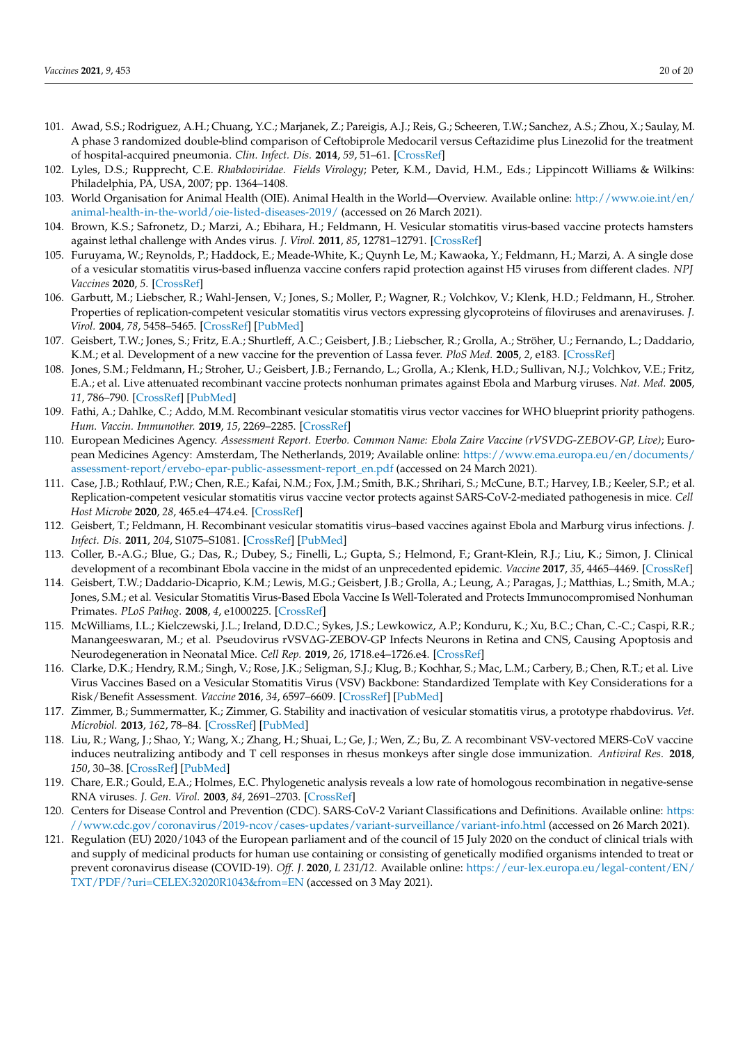101. Awad, S.S.; Rodriguez, A.H.; Chuang, Y.C.; Marjanek, Z.; Pareigis, A.J.; Reis, G.; Scheeren, T.W.; Sanchez, A.S.; Zhou, X.; Saulay, M. A phase 3 randomized double-blind comparison of Ceftobiprole Medocaril versus Ceftazidime plus Linezolid for the treatment of hospital-acquired pneumonia. *Clin. Infect. Dis.* **2014**, *59*, 51–61. [CrossRef]
102. Lyles, D.S.; Rupprecht, C.E. *Rhabdoviridae. Fields Virology*; Peter, K.M., David, H.M., Eds.; Lippincott Williams & Wilkins: Philadelphia, PA, USA, 2007; pp. 1364–1408.
103. World Organisation for Animal Health (OIE). Animal Health in the World—Overview. Available online: http://www.oie.int/en/animal-health-in-the-world/oie-listed-diseases-2019/ (accessed on 26 March 2021).
104. Brown, K.S.; Safronetz, D.; Marzi, A.; Ebihara, H.; Feldmann, H. Vesicular stomatitis virus-based vaccine protects hamsters against lethal challenge with Andes virus. *J. Virol.* **2011**, *85*, 12781–12791. [CrossRef]
105. Furuyama, W.; Reynolds, P.; Haddock, E.; Meade-White, K.; Quynh Le, M.; Kawaoka, Y.; Feldmann, H.; Marzi, A. A single dose of a vesicular stomatitis virus-based influenza vaccine confers rapid protection against H5 viruses from different clades. *NPJ Vaccines* **2020**, *5*. [CrossRef]
106. Garbutt, M.; Liebscher, R.; Wahl-Jensen, V.; Jones, S.; Moller, P.; Wagner, R.; Volchkov, V.; Klenk, H.D.; Feldmann, H., Stroher. Properties of replication-competent vesicular stomatitis virus vectors expressing glycoproteins of filoviruses and arenaviruses. *J. Virol.* **2004**, *78*, 5458–5465. [CrossRef] [PubMed]
107. Geisbert, T.W.; Jones, S.; Fritz, E.A.; Shurtleff, A.C.; Geisbert, J.B.; Liebscher, R.; Grolla, A.; Ströher, U.; Fernando, L.; Daddario, K.M.; et al. Development of a new vaccine for the prevention of Lassa fever. *PloS Med.* **2005**, *2*, e183. [CrossRef]
108. Jones, S.M.; Feldmann, H.; Stroher, U.; Geisbert, J.B.; Fernando, L.; Grolla, A.; Klenk, H.D.; Sullivan, N.J.; Volchkov, V.E.; Fritz, E.A.; et al. Live attenuated recombinant vaccine protects nonhuman primates against Ebola and Marburg viruses. *Nat. Med.* **2005**, *11*, 786–790. [CrossRef] [PubMed]
109. Fathi, A.; Dahlke, C.; Addo, M.M. Recombinant vesicular stomatitis virus vector vaccines for WHO blueprint priority pathogens. *Hum. Vaccin. Immunother.* **2019**, *15*, 2269–2285. [CrossRef]
110. European Medicines Agency. *Assessment Report. Everbo. Common Name: Ebola Zaire Vaccine (rVSVDG-ZEBOV-GP, Live)*; European Medicines Agency: Amsterdam, The Netherlands, 2019; Available online: https://www.ema.europa.eu/en/documents/assessment-report/ervebo-epar-public-assessment-report_en.pdf (accessed on 24 March 2021).
111. Case, J.B.; Rothlauf, P.W.; Chen, R.E.; Kafai, N.M.; Fox, J.M.; Smith, B.K.; Shrihari, S.; McCune, B.T.; Harvey, I.B.; Keeler, S.P.; et al. Replication-competent vesicular stomatitis virus vaccine vector protects against SARS-CoV-2-mediated pathogenesis in mice. *Cell Host Microbe* **2020**, *28*, 465.e4–474.e4. [CrossRef]
112. Geisbert, T.; Feldmann, H. Recombinant vesicular stomatitis virus–based vaccines against Ebola and Marburg virus infections. *J. Infect. Dis.* **2011**, *204*, S1075–S1081. [CrossRef] [PubMed]
113. Coller, B.-A.G.; Blue, G.; Das, R.; Dubey, S.; Finelli, L.; Gupta, S.; Helmond, F.; Grant-Klein, R.J.; Liu, K.; Simon, J. Clinical development of a recombinant Ebola vaccine in the midst of an unprecedented epidemic. *Vaccine* **2017**, *35*, 4465–4469. [CrossRef]
114. Geisbert, T.W.; Daddario-Dicaprio, K.M.; Lewis, M.G.; Geisbert, J.B.; Grolla, A.; Leung, A.; Paragas, J.; Matthias, L.; Smith, M.A.; Jones, S.M.; et al. Vesicular Stomatitis Virus-Based Ebola Vaccine Is Well-Tolerated and Protects Immunocompromised Nonhuman Primates. *PLoS Pathog.* **2008**, *4*, e1000225. [CrossRef]
115. McWilliams, I.L.; Kielczewski, J.L.; Ireland, D.D.C.; Sykes, J.S.; Lewkowicz, A.P.; Konduru, K.; Xu, B.C.; Chan, C.-C.; Caspi, R.R.; Manangeeswaran, M.; et al. Pseudovirus rVSVΔG-ZEBOV-GP Infects Neurons in Retina and CNS, Causing Apoptosis and Neurodegeneration in Neonatal Mice. *Cell Rep.* **2019**, *26*, 1718.e4–1726.e4. [CrossRef]
116. Clarke, D.K.; Hendry, R.M.; Singh, V.; Rose, J.K.; Seligman, S.J.; Klug, B.; Kochhar, S.; Mac, L.M.; Carbery, B.; Chen, R.T.; et al. Live Virus Vaccines Based on a Vesicular Stomatitis Virus (VSV) Backbone: Standardized Template with Key Considerations for a Risk/Benefit Assessment. *Vaccine* **2016**, *34*, 6597–6609. [CrossRef] [PubMed]
117. Zimmer, B.; Summermatter, K.; Zimmer, G. Stability and inactivation of vesicular stomatitis virus, a prototype rhabdovirus. *Vet. Microbiol.* **2013**, *162*, 78–84. [CrossRef] [PubMed]
118. Liu, R.; Wang, J.; Shao, Y.; Wang, X.; Zhang, H.; Shuai, L.; Ge, J.; Wen, Z.; Bu, Z. A recombinant VSV-vectored MERS-CoV vaccine induces neutralizing antibody and T cell responses in rhesus monkeys after single dose immunization. *Antiviral Res.* **2018**, *150*, 30–38. [CrossRef] [PubMed]
119. Chare, E.R.; Gould, E.A.; Holmes, E.C. Phylogenetic analysis reveals a low rate of homologous recombination in negative-sense RNA viruses. *J. Gen. Virol.* **2003**, *84*, 2691–2703. [CrossRef]
120. Centers for Disease Control and Prevention (CDC). SARS-CoV-2 Variant Classifications and Definitions. Available online: https://www.cdc.gov/coronavirus/2019-ncov/cases-updates/variant-surveillance/variant-info.html (accessed on 26 March 2021).
121. Regulation (EU) 2020/1043 of the European parliament and of the council of 15 July 2020 on the conduct of clinical trials with and supply of medicinal products for human use containing or consisting of genetically modified organisms intended to treat or prevent coronavirus disease (COVID-19). *Off. J.* **2020**, *L 231/12*. Available online: https://eur-lex.europa.eu/legal-content/EN/TXT/PDF/?uri=CELEX:32020R1043&from=EN (accessed on 3 May 2021).